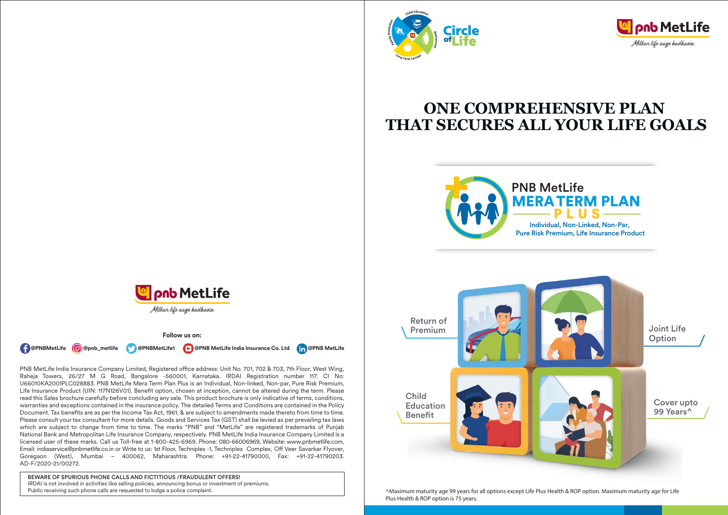Circle of Life

Child Education · Retirement · Long Term Savings · Family Protection

pnb MetLife

*Milkar life aage badhaein*

# ONE COMPREHENSIVE PLAN THAT SECURES ALL YOUR LIFE GOALS

## PNB MetLife MERA TERM PLAN PLUS

Individual, Non-Linked, Non-Par, Pure Risk Premium, Life Insurance Product

- Return of Premium
- Joint Life Option
- Child Education Benefit
- Cover upto 99 Years^

^Maximum maturity age 99 years for all options except Life Plus Health & ROP option. Maximum maturity age for Life Plus Health & ROP option is 75 years.

pnb MetLife

*Milkar life aage badhaein*

**Follow us on:**

@PNBMetLife @pnb_metlife @PNBMetLife1 @PNB MetLife India Insurance Co. Ltd @PNB MetLife

PNB MetLife India Insurance Company Limited, Registered office address: Unit No. 701, 702 & 703, 7th Floor, West Wing, Raheja Towers, 26/27 M G Road, Bangalore -560001, Karnataka. IRDAI Registration number 117. CI No: U66010KA2001PLC028883. PNB MetLife Mera Term Plan Plus is an Individual, Non-linked, Non-par, Pure Risk Premium, Life Insurance Product (UIN: 117N126V01). Benefit option, chosen at inception, cannot be altered during the term. Please read this Sales brochure carefully before concluding any sale. This product brochure is only indicative of terms, conditions, warranties and exceptions contained in the insurance policy. The detailed Terms and Conditions are contained in the Policy Document. Tax benefits are as per the Income Tax Act, 1961, & are subject to amendments made thereto from time to time. Please consult your tax consultant for more details. Goods and Services Tax (GST) shall be levied as per prevailing tax laws which are subject to change from time to time. The marks "PNB" and "MetLife" are registered trademarks of Punjab National Bank and Metropolitan Life Insurance Company, respectively. PNB MetLife India Insurance Company Limited is a licensed user of these marks. Call us Toll-free at 1-800-425-6969. Phone: 080-66006969, Website: www.pnbmetlife.com, Email: indiaservice@pnbmetlife.co.in or Write to us: 1st Floor, Techniplex -1, Techniplex Complex, Off Veer Savarkar Flyover, Goregaon (West), Mumbai – 400062, Maharashtra. Phone: +91-22-41790000, Fax: +91-22-41790203. AD-F/2020-21/00272.

**BEWARE OF SPURIOUS PHONE CALLS AND FICTITIOUS /FRAUDULENT OFFERS!**
IRDAI is not involved in activities like selling policies, announcing bonus or investment of premiums. Public receiving such phone calls are requested to lodge a police complaint.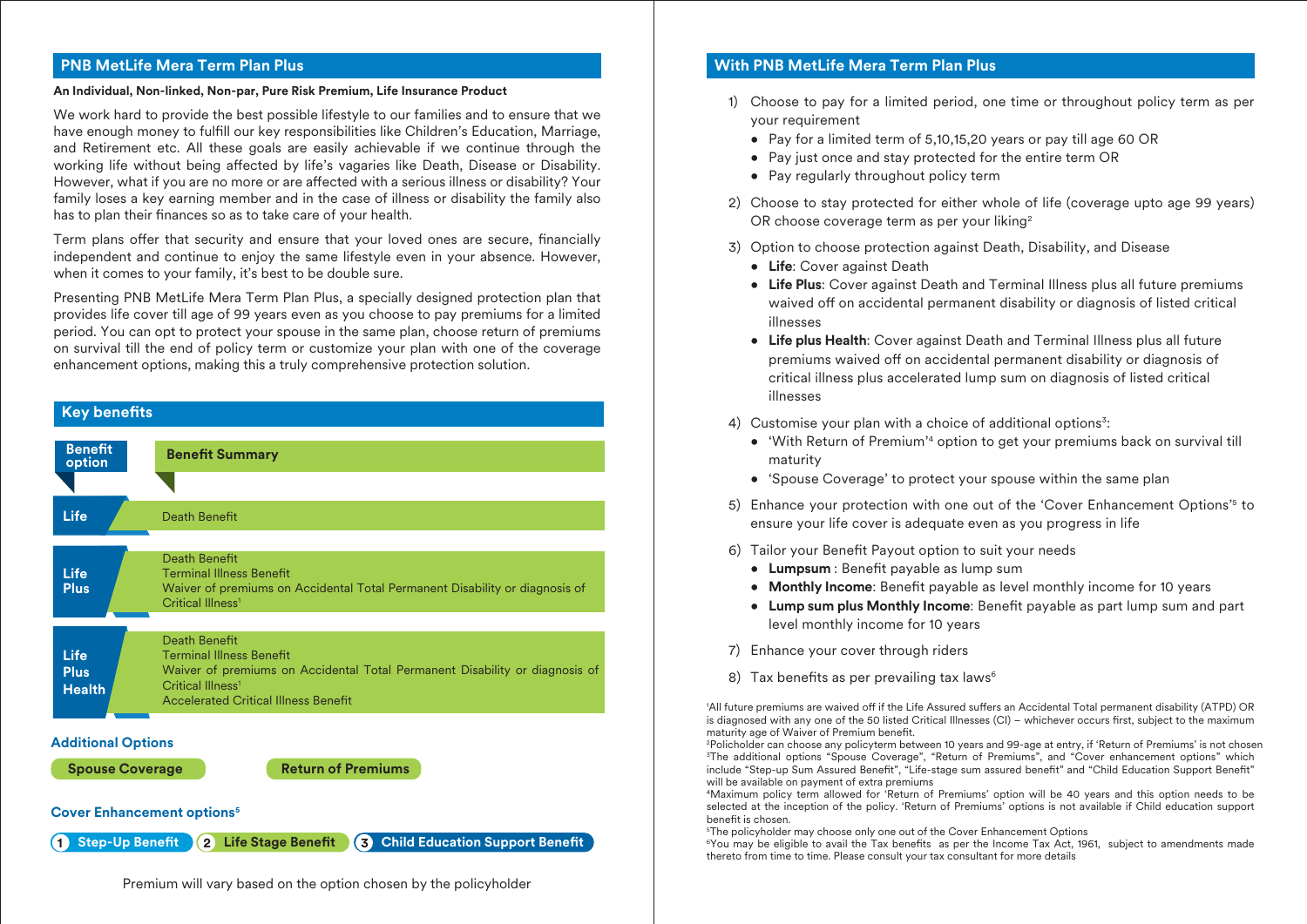## PNB MetLife Mera Term Plan Plus

**An Individual, Non-linked, Non-par, Pure Risk Premium, Life Insurance Product**

We work hard to provide the best possible lifestyle to our families and to ensure that we have enough money to fulfill our key responsibilities like Children's Education, Marriage, and Retirement etc. All these goals are easily achievable if we continue through the working life without being affected by life's vagaries like Death, Disease or Disability. However, what if you are no more or are affected with a serious illness or disability? Your family loses a key earning member and in the case of illness or disability the family also has to plan their finances so as to take care of your health.

Term plans offer that security and ensure that your loved ones are secure, financially independent and continue to enjoy the same lifestyle even in your absence. However, when it comes to your family, it's best to be double sure.

Presenting PNB MetLife Mera Term Plan Plus, a specially designed protection plan that provides life cover till age of 99 years even as you choose to pay premiums for a limited period. You can opt to protect your spouse in the same plan, choose return of premiums on survival till the end of policy term or customize your plan with one of the coverage enhancement options, making this a truly comprehensive protection solution.

## Key benefits

| Benefit option | Benefit Summary |
|---|---|
| Life | Death Benefit |
| Life Plus | Death Benefit<br>Terminal Illness Benefit<br>Waiver of premiums on Accidental Total Permanent Disability or diagnosis of Critical Illness[1] |
| Life Plus Health | Death Benefit<br>Terminal Illness Benefit<br>Waiver of premiums on Accidental Total Permanent Disability or diagnosis of Critical Illness[1]<br>Accelerated Critical Illness Benefit |

**Additional Options**

- Spouse Coverage
- Return of Premiums

**Cover Enhancement options[5]**

1. Step-Up Benefit
2. Life Stage Benefit
3. Child Education Support Benefit

Premium will vary based on the option chosen by the policyholder

## With PNB MetLife Mera Term Plan Plus

1) Choose to pay for a limited period, one time or throughout policy term as per your requirement
   - Pay for a limited term of 5,10,15,20 years or pay till age 60 OR
   - Pay just once and stay protected for the entire term OR
   - Pay regularly throughout policy term
2) Choose to stay protected for either whole of life (coverage upto age 99 years) OR choose coverage term as per your liking[2]
3) Option to choose protection against Death, Disability, and Disease
   - **Life**: Cover against Death
   - **Life Plus**: Cover against Death and Terminal Illness plus all future premiums waived off on accidental permanent disability or diagnosis of listed critical illnesses
   - **Life plus Health**: Cover against Death and Terminal Illness plus all future premiums waived off on accidental permanent disability or diagnosis of critical illness plus accelerated lump sum on diagnosis of listed critical illnesses
4) Customise your plan with a choice of additional options[3]:
   - 'With Return of Premium'[4] option to get your premiums back on survival till maturity
   - 'Spouse Coverage' to protect your spouse within the same plan
5) Enhance your protection with one out of the 'Cover Enhancement Options'[5] to ensure your life cover is adequate even as you progress in life
6) Tailor your Benefit Payout option to suit your needs
   - **Lumpsum** : Benefit payable as lump sum
   - **Monthly Income**: Benefit payable as level monthly income for 10 years
   - **Lump sum plus Monthly Income**: Benefit payable as part lump sum and part level monthly income for 10 years
7) Enhance your cover through riders
8) Tax benefits as per prevailing tax laws[6]

[1]All future premiums are waived off if the Life Assured suffers an Accidental Total permanent disability (ATPD) OR is diagnosed with any one of the 50 listed Critical Illnesses (CI) – whichever occurs first, subject to the maximum maturity age of Waiver of Premium benefit.
[2]Policholder can choose any policyterm between 10 years and 99-age at entry, if 'Return of Premiums' is not chosen
[3]The additional options "Spouse Coverage", "Return of Premiums", and "Cover enhancement options" which include "Step-up Sum Assured Benefit", "Life-stage sum assured benefit" and "Child Education Support Benefit" will be available on payment of extra premiums
[4]Maximum policy term allowed for 'Return of Premiums' option will be 40 years and this option needs to be selected at the inception of the policy. 'Return of Premiums' options is not available if Child education support benefit is chosen.
[5]The policyholder may choose only one out of the Cover Enhancement Options
[6]You may be eligible to avail the Tax benefits as per the Income Tax Act, 1961, subject to amendments made thereto from time to time. Please consult your tax consultant for more details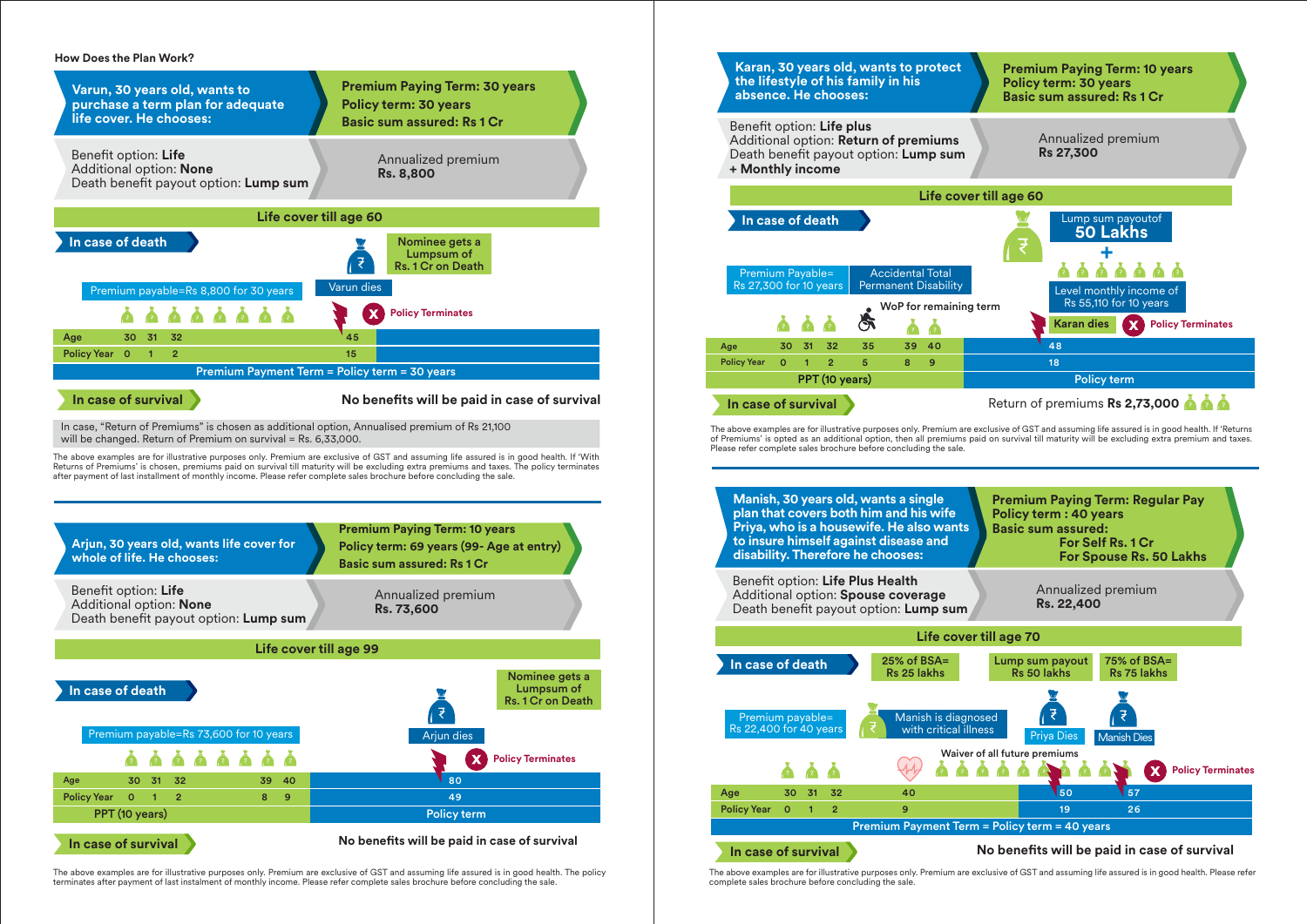## How Does the Plan Work?

### Varun, 30 years old, wants to purchase a term plan for adequate life cover. He chooses:

**Premium Paying Term: 30 years**
**Policy term: 30 years**
**Basic sum assured: Rs 1 Cr**

Benefit option: **Life**
Additional option: **None**
Death benefit payout option: **Lump sum**

Annualized premium
**Rs. 8,800**

**Life cover till age 60**

**In case of death**

Nominee gets a Lumpsum of Rs. 1 Cr on Death

Premium payable=Rs 8,800 for 30 years

Varun dies

Policy Terminates

| Age | 30 | 31 | 32 | 45 |
|---|---|---|---|---|
| Policy Year | 0 | 1 | 2 | 15 |

Premium Payment Term = Policy term = 30 years

**In case of survival**

**No benefits will be paid in case of survival**

In case, "Return of Premiums" is chosen as additional option, Annualised premium of Rs 21,100 will be be changed. Return of Premium on survival = Rs. 6,33,000.

The above examples are for illustrative purposes only. Premium are exclusive of GST and assuming life assured is in good health. If 'With Returns of Premiums' is chosen, premiums paid on survival till maturity will be excluding extra premiums and taxes. The policy terminates after payment of last installment of monthly income. Please refer complete sales brochure before concluding the sale.

### Arjun, 30 years old, wants life cover for whole of life. He chooses:

**Premium Paying Term: 10 years**
**Policy term: 69 years (99- Age at entry)**
**Basic sum assured: Rs 1 Cr**

Benefit option: **Life**
Additional option: **None**
Death benefit payout option: **Lump sum**

Annualized premium
**Rs. 73,600**

**Life cover till age 99**

**In case of death**

Nominee gets a Lumpsum of Rs. 1 Cr on Death

Premium payable=Rs 73,600 for 10 years

Arjun dies

Policy Terminates

| Age | 30 | 31 | 32 | 39 | 40 | 80 |
|---|---|---|---|---|---|---|
| Policy Year | 0 | 1 | 2 | 8 | 9 | 49 |

PPT (10 years) | Policy term

**In case of survival**

**No benefits will be paid in case of survival**

The above examples are for illustrative purposes only. Premium are exclusive of GST and assuming life assured is in good health. The policy terminates after payment of last instalment of monthly income. Please refer complete sales brochure before concluding the sale.

### Karan, 30 years old, wants to protect the lifestyle of his family in his absence. He chooses:

**Premium Paying Term: 10 years**
**Policy term: 30 years**
**Basic sum assured: Rs 1 Cr**

Benefit option: **Life plus**
Additional option: **Return of premiums**
Death benefit payout option: **Lump sum + Monthly income**

Annualized premium
**Rs 27,300**

**Life cover till age 60**

**In case of death**

Lump sum payoutof **50 Lakhs**
+
Level monthly income of Rs 55,110 for 10 years

Premium Payable= Rs 27,300 for 10 years

Accidental Total Permanent Disability

WoP for remaining term

Karan dies

Policy Terminates

| Age | 30 | 31 | 32 | 35 | 39 | 40 | 48 |
|---|---|---|---|---|---|---|---|
| Policy Year | 0 | 1 | 2 | 5 | 8 | 9 | 18 |

PPT (10 years) | Policy term

**In case of survival**

Return of premiums **Rs 2,73,000**

The above examples are for illustrative purposes only. Premium are exclusive of GST and assuming life assured is in good health. If 'Returns of Premiums' is opted as an additional option, then all premiums paid on survival till maturity will be excluding extra premium and taxes. Please refer complete sales brochure before concluding the sale.

### Manish, 30 years old, wants a single plan that covers both him and his wife Priya, who is a housewife. He also wants to insure himself against disease and disability. Therefore he chooses:

**Premium Paying Term: Regular Pay**
**Policy term : 40 years**
**Basic sum assured:**
**For Self Rs. 1 Cr**
**For Spouse Rs. 50 Lakhs**

Benefit option: **Life Plus Health**
Additional option: **Spouse coverage**
Death benefit payout option: **Lump sum**

Annualized premium
**Rs. 22,400**

**Life cover till age 70**

**In case of death**

25% of BSA= Rs 25 lakhs

Lump sum payout Rs 50 lakhs

75% of BSA= Rs 75 lakhs

Premium payable= Rs 22,400 for 40 years

Manish is diagnosed with critical illness

Priya Dies

Manish Dies

Waiver of all future premiums

Policy Terminates

| Age | 30 | 31 | 32 | 40 | 50 | 57 |
|---|---|---|---|---|---|---|
| Policy Year | 0 | 1 | 2 | 9 | 19 | 26 |

Premium Payment Term = Policy term = 40 years

**In case of survival**

**No benefits will be paid in case of survival**

The above examples are for illustrative purposes only. Premium are exclusive of GST and assuming life assured is in good health. Please refer complete sales brochure before concluding the sale.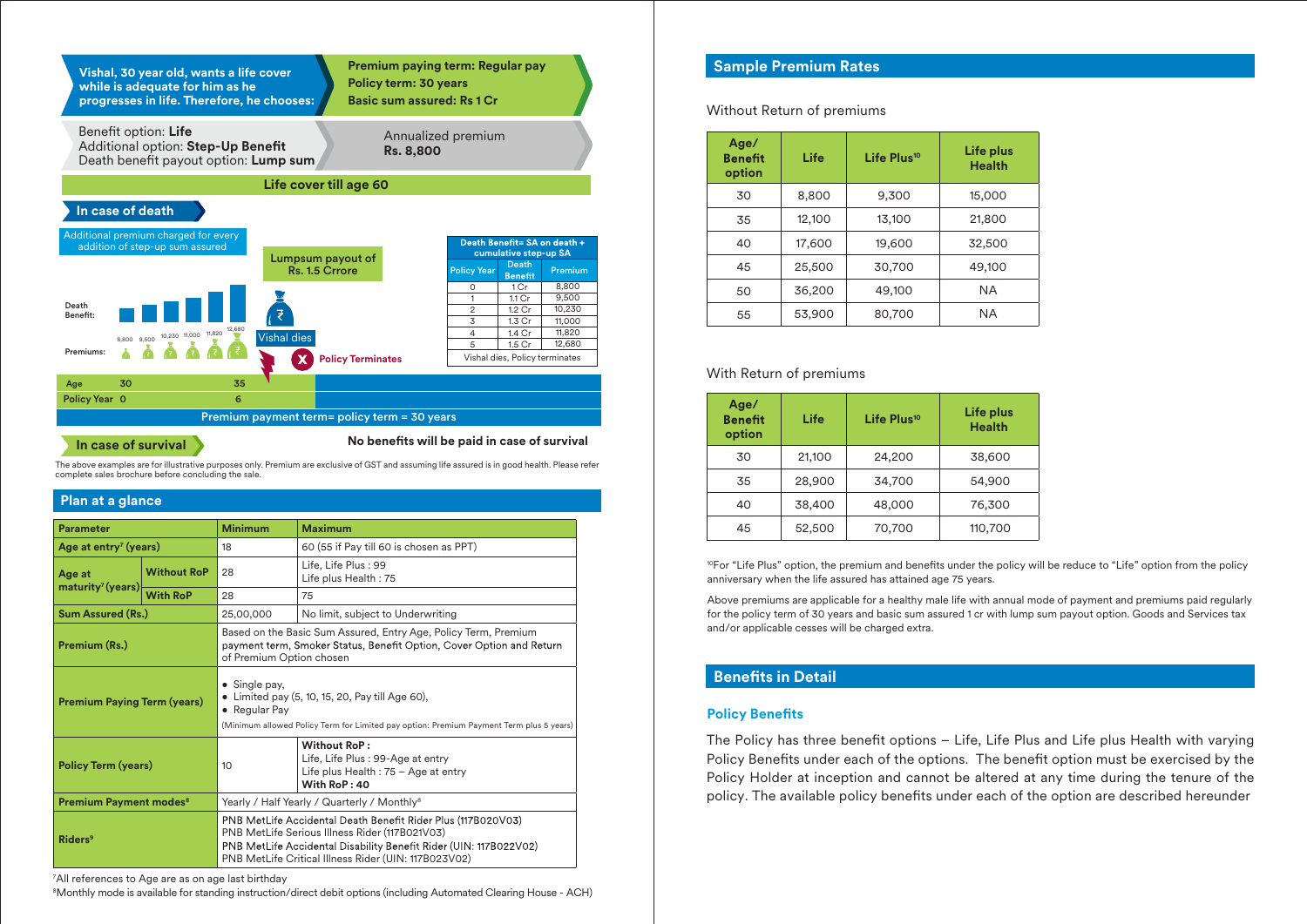Vishal, 30 year old, wants a life cover while is adequate for him as he progresses in life. Therefore, he chooses:

**Premium paying term: Regular pay**
**Policy term: 30 years**
**Basic sum assured: Rs 1 Cr**

Benefit option: **Life**
Additional option: **Step-Up Benefit**
Death benefit payout option: **Lump sum**

Annualized premium
**Rs. 8,800**

**Life cover till age 60**

### In case of death

Additional premium charged for every addition of step-up sum assured

Death Benefit:

Premiums: 8,800 9,500 10,230 11,000 11,820 12,680

Lumpsum payout of Rs. 1.5 Crrore

Vishal dies

Policy Terminates

| Death Benefit= SA on death + cumulative step-up SA | | |
|---|---|---|
| Policy Year | Death Benefit | Premium |
| 0 | 1 Cr | 8,800 |
| 1 | 1.1 Cr | 9,500 |
| 2 | 1.2 Cr | 10,230 |
| 3 | 1.3 Cr | 11,000 |
| 4 | 1.4 Cr | 11,820 |
| 5 | 1.5 Cr | 12,680 |
| Vishal dies, Policy terminates | | |

Age 30 35
Policy Year 0 6

Premium payment term= policy term = 30 years

### In case of survival

**No benefits will be paid in case of survival**

The above examples are for illustrative purposes only. Premium are exclusive of GST and assuming life assured is in good health. Please refer complete sales brochure before concluding the sale.

## Plan at a glance

| Parameter | | Minimum | Maximum |
|---|---|---|---|
| Age at entry[7] (years) | | 18 | 60 (55 if Pay till 60 is chosen as PPT) |
| Age at maturity[7] (years) | Without RoP | 28 | Life, Life Plus : 99<br>Life plus Health : 75 |
| | With RoP | 28 | 75 |
| Sum Assured (Rs.) | | 25,00,000 | No limit, subject to Underwriting |
| Premium (Rs.) | | Based on the Basic Sum Assured, Entry Age, Policy Term, Premium payment term, Smoker Status, Benefit Option, Cover Option and Return of Premium Option chosen | |
| Premium Paying Term (years) | | • Single pay,<br>• Limited pay (5, 10, 15, 20, Pay till Age 60),<br>• Regular Pay<br>(Minimum allowed Policy Term for Limited pay option: Premium Payment Term plus 5 years) | |
| Policy Term (years) | | 10 | **Without RoP :**<br>Life, Life Plus : 99-Age at entry<br>Life plus Health : 75 – Age at entry<br>**With RoP : 40** |
| Premium Payment modes[8] | | Yearly / Half Yearly / Quarterly / Monthly[8] | |
| Riders[9] | | PNB MetLife Accidental Death Benefit Rider Plus (117B020V03)<br>PNB MetLife Serious Illness Rider (117B021V03)<br>PNB MetLife Accidental Disability Benefit Rider (UIN: 117B022V02)<br>PNB MetLife Critical Illness Rider (UIN: 117B023V02) | |

[7]All references to Age are as on age last birthday

[8]Monthly mode is available for standing instruction/direct debit options (including Automated Clearing House - ACH)

## Sample Premium Rates

Without Return of premiums

| Age/ Benefit option | Life | Life Plus[10] | Life plus Health |
|---|---|---|---|
| 30 | 8,800 | 9,300 | 15,000 |
| 35 | 12,100 | 13,100 | 21,800 |
| 40 | 17,600 | 19,600 | 32,500 |
| 45 | 25,500 | 30,700 | 49,100 |
| 50 | 36,200 | 49,100 | NA |
| 55 | 53,900 | 80,700 | NA |

With Return of premiums

| Age/ Benefit option | Life | Life Plus[10] | Life plus Health |
|---|---|---|---|
| 30 | 21,100 | 24,200 | 38,600 |
| 35 | 28,900 | 34,700 | 54,900 |
| 40 | 38,400 | 48,000 | 76,300 |
| 45 | 52,500 | 70,700 | 110,700 |

[10]For "Life Plus" option, the premium and benefits under the policy will be reduce to "Life" option from the policy anniversary when the life assured has attained age 75 years.

Above premiums are applicable for a healthy male life with annual mode of payment and premiums paid regularly for the policy term of 30 years and basic sum assured 1 cr with lump sum payout option. Goods and Services tax and/or applicable cesses will be charged extra.

## Benefits in Detail

### Policy Benefits

The Policy has three benefit options – Life, Life Plus and Life plus Health with varying Policy Benefits under each of the options. The benefit option must be exercised by the Policy Holder at inception and cannot be altered at any time during the tenure of the policy. The available policy benefits under each of the option are described hereunder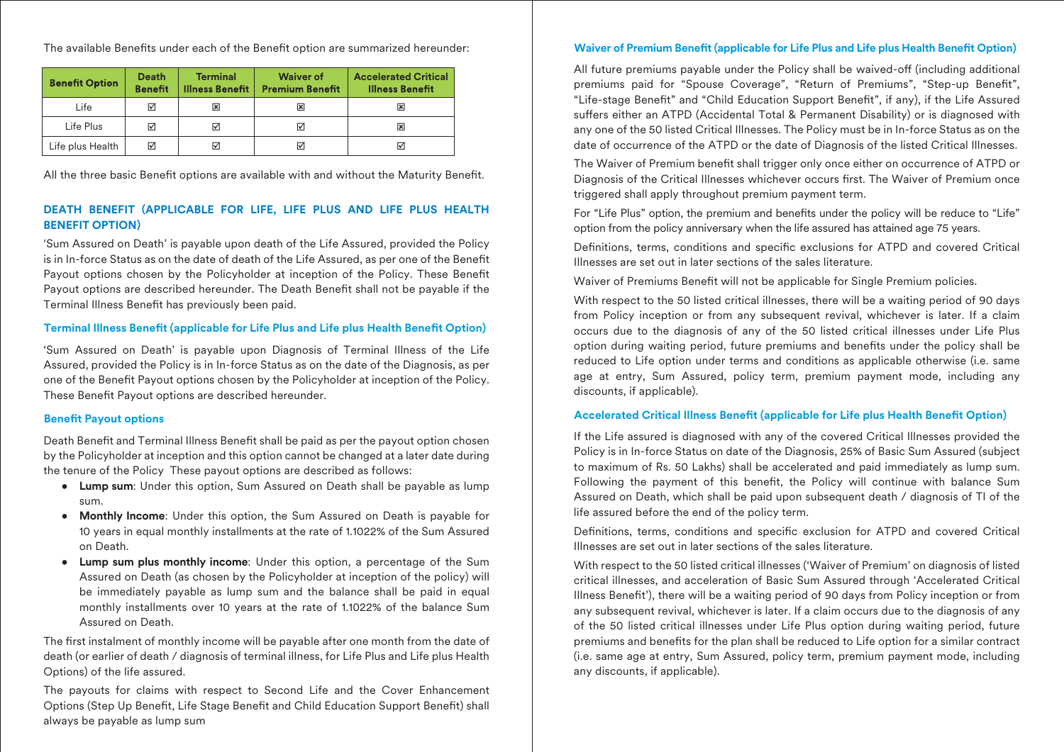The available Benefits under each of the Benefit option are summarized hereunder:

| Benefit Option | Death Benefit | Terminal Illness Benefit | Waiver of Premium Benefit | Accelerated Critical Illness Benefit |
|---|---|---|---|---|
| Life | ☑ | ☒ | ☒ | ☒ |
| Life Plus | ☑ | ☑ | ☑ | ☒ |
| Life plus Health | ☑ | ☑ | ☑ | ☑ |

All the three basic Benefit options are available with and without the Maturity Benefit.

## DEATH BENEFIT (APPLICABLE FOR LIFE, LIFE PLUS AND LIFE PLUS HEALTH BENEFIT OPTION)

'Sum Assured on Death' is payable upon death of the Life Assured, provided the Policy is in In-force Status as on the date of death of the Life Assured, as per one of the Benefit Payout options chosen by the Policyholder at inception of the Policy. These Benefit Payout options are described hereunder. The Death Benefit shall not be payable if the Terminal Illness Benefit has previously been paid.

### Terminal Illness Benefit (applicable for Life Plus and Life plus Health Benefit Option)

'Sum Assured on Death' is payable upon Diagnosis of Terminal Illness of the Life Assured, provided the Policy is in In-force Status as on the date of the Diagnosis, as per one of the Benefit Payout options chosen by the Policyholder at inception of the Policy. These Benefit Payout options are described hereunder.

### Benefit Payout options

Death Benefit and Terminal Illness Benefit shall be paid as per the payout option chosen by the Policyholder at inception and this option cannot be changed at a later date during the tenure of the Policy These payout options are described as follows:

- **Lump sum**: Under this option, Sum Assured on Death shall be payable as lump sum.
- **Monthly Income**: Under this option, the Sum Assured on Death is payable for 10 years in equal monthly installments at the rate of 1.1022% of the Sum Assured on Death.
- **Lump sum plus monthly income**: Under this option, a percentage of the Sum Assured on Death (as chosen by the Policyholder at inception of the policy) will be immediately payable as lump sum and the balance shall be paid in equal monthly installments over 10 years at the rate of 1.1022% of the balance Sum Assured on Death.

The first instalment of monthly income will be payable after one month from the date of death (or earlier of death / diagnosis of terminal illness, for Life Plus and Life plus Health Options) of the life assured.

The payouts for claims with respect to Second Life and the Cover Enhancement Options (Step Up Benefit, Life Stage Benefit and Child Education Support Benefit) shall always be payable as lump sum

### Waiver of Premium Benefit (applicable for Life Plus and Life plus Health Benefit Option)

All future premiums payable under the Policy shall be waived-off (including additional premiums paid for "Spouse Coverage", "Return of Premiums", "Step-up Benefit", "Life-stage Benefit" and "Child Education Support Benefit", if any), if the Life Assured suffers either an ATPD (Accidental Total & Permanent Disability) or is diagnosed with any one of the 50 listed Critical Illnesses. The Policy must be in In-force Status as on the date of occurrence of the ATPD or the date of Diagnosis of the listed Critical Illnesses.

The Waiver of Premium benefit shall trigger only once either on occurrence of ATPD or Diagnosis of the Critical Illnesses whichever occurs first. The Waiver of Premium once triggered shall apply throughout premium payment term.

For "Life Plus" option, the premium and benefits under the policy will be reduce to "Life" option from the policy anniversary when the life assured has attained age 75 years.

Definitions, terms, conditions and specific exclusions for ATPD and covered Critical Illnesses are set out in later sections of the sales literature.

Waiver of Premiums Benefit will not be applicable for Single Premium policies.

With respect to the 50 listed critical illnesses, there will be a waiting period of 90 days from Policy inception or from any subsequent revival, whichever is later. If a claim occurs due to the diagnosis of any of the 50 listed critical illnesses under Life Plus option during waiting period, future premiums and benefits under the policy shall be reduced to Life option under terms and conditions as applicable otherwise (i.e. same age at entry, Sum Assured, policy term, premium payment mode, including any discounts, if applicable).

### Accelerated Critical Illness Benefit (applicable for Life plus Health Benefit Option)

If the Life assured is diagnosed with any of the covered Critical Illnesses provided the Policy is in In-force Status on date of the Diagnosis, 25% of Basic Sum Assured (subject to maximum of Rs. 50 Lakhs) shall be accelerated and paid immediately as lump sum. Following the payment of this benefit, the Policy will continue with balance Sum Assured on Death, which shall be paid upon subsequent death / diagnosis of TI of the life assured before the end of the policy term.

Definitions, terms, conditions and specific exclusion for ATPD and covered Critical Illnesses are set out in later sections of the sales literature.

With respect to the 50 listed critical illnesses ('Waiver of Premium' on diagnosis of listed critical illnesses, and acceleration of Basic Sum Assured through 'Accelerated Critical Illness Benefit'), there will be a waiting period of 90 days from Policy inception or from any subsequent revival, whichever is later. If a claim occurs due to the diagnosis of any of the 50 listed critical illnesses under Life Plus option during waiting period, future premiums and benefits for the plan shall be reduced to Life option for a similar contract (i.e. same age at entry, Sum Assured, policy term, premium payment mode, including any discounts, if applicable).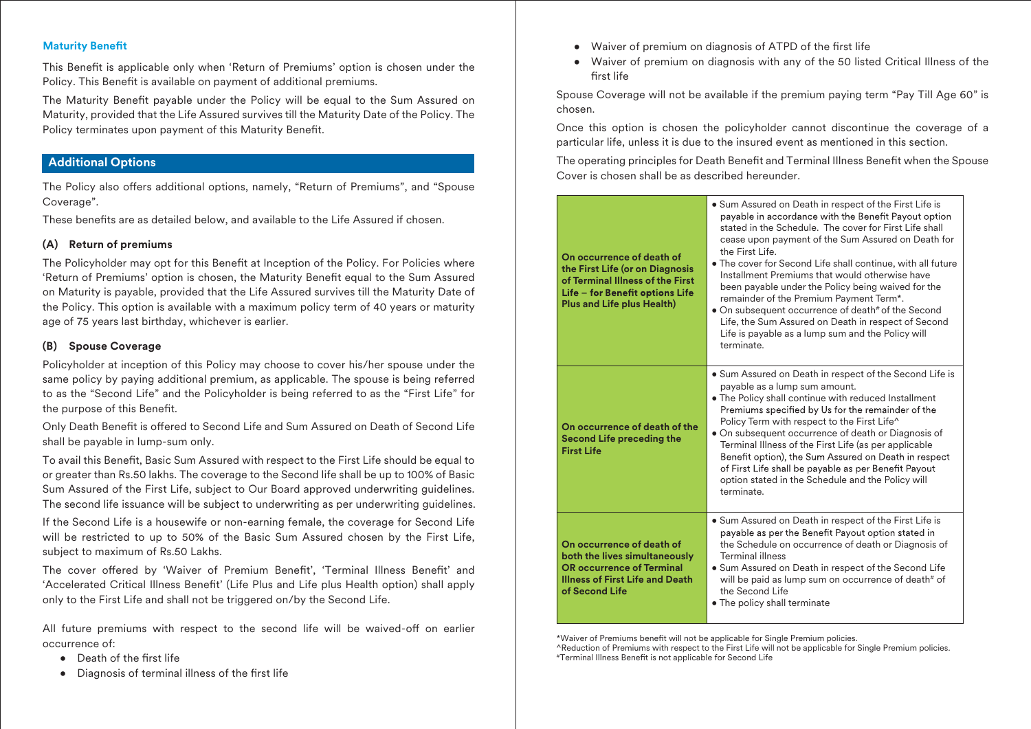### Maturity Benefit

This Benefit is applicable only when 'Return of Premiums' option is chosen under the Policy. This Benefit is available on payment of additional premiums.

The Maturity Benefit payable under the Policy will be equal to the Sum Assured on Maturity, provided that the Life Assured survives till the Maturity Date of the Policy. The Policy terminates upon payment of this Maturity Benefit.

## Additional Options

The Policy also offers additional options, namely, "Return of Premiums", and "Spouse Coverage".

These benefits are as detailed below, and available to the Life Assured if chosen.

### (A) Return of premiums

The Policyholder may opt for this Benefit at Inception of the Policy. For Policies where 'Return of Premiums' option is chosen, the Maturity Benefit equal to the Sum Assured on Maturity is payable, provided that the Life Assured survives till the Maturity Date of the Policy. This option is available with a maximum policy term of 40 years or maturity age of 75 years last birthday, whichever is earlier.

### (B) Spouse Coverage

Policyholder at inception of this Policy may choose to cover his/her spouse under the same policy by paying additional premium, as applicable. The spouse is being referred to as the "Second Life" and the Policyholder is being referred to as the "First Life" for the purpose of this Benefit.

Only Death Benefit is offered to Second Life and Sum Assured on Death of Second Life shall be payable in lump-sum only.

To avail this Benefit, Basic Sum Assured with respect to the First Life should be equal to or greater than Rs.50 lakhs. The coverage to the Second life shall be up to 100% of Basic Sum Assured of the First Life, subject to Our Board approved underwriting guidelines. The second life issuance will be subject to underwriting as per underwriting guidelines.

If the Second Life is a housewife or non-earning female, the coverage for Second Life will be restricted to up to 50% of the Basic Sum Assured chosen by the First Life, subject to maximum of Rs.50 Lakhs.

The cover offered by 'Waiver of Premium Benefit', 'Terminal Illness Benefit' and 'Accelerated Critical Illness Benefit' (Life Plus and Life plus Health option) shall apply only to the First Life and shall not be triggered on/by the Second Life.

All future premiums with respect to the second life will be waived-off on earlier occurrence of:

- Death of the first life
- Diagnosis of terminal illness of the first life
- Waiver of premium on diagnosis of ATPD of the first life
- Waiver of premium on diagnosis with any of the 50 listed Critical Illness of the first life

Spouse Coverage will not be available if the premium paying term "Pay Till Age 60" is chosen.

Once this option is chosen the policyholder cannot discontinue the coverage of a particular life, unless it is due to the insured event as mentioned in this section.

The operating principles for Death Benefit and Terminal Illness Benefit when the Spouse Cover is chosen shall be as described hereunder.

| Event | Benefit |
|---|---|
| **On occurrence of death of the First Life (or on Diagnosis of Terminal Illness of the First Life – for Benefit options Life Plus and Life plus Health)** | • Sum Assured on Death in respect of the First Life is payable in accordance with the Benefit Payout option stated in the Schedule. The cover for First Life shall cease upon payment of the Sum Assured on Death for the First Life.<br>• The cover for Second Life shall continue, with all future Installment Premiums that would otherwise have been payable under the Policy being waived for the remainder of the Premium Payment Term*.<br>• On subsequent occurrence of death# of the Second Life, the Sum Assured on Death in respect of Second Life is payable as a lump sum and the Policy will terminate. |
| **On occurrence of death of the Second Life preceding the First Life** | • Sum Assured on Death in respect of the Second Life is payable as a lump sum amount.<br>• The Policy shall continue with reduced Installment Premiums specified by Us for the remainder of the Policy Term with respect to the First Life^<br>• On subsequent occurrence of death or Diagnosis of Terminal Illness of the First Life (as per applicable Benefit option), the Sum Assured on Death in respect of First Life shall be payable as per Benefit Payout option stated in the Schedule and the Policy will terminate. |
| **On occurrence of death of both the lives simultaneously OR occurrence of Terminal Illness of First Life and Death of Second Life** | • Sum Assured on Death in respect of the First Life is payable as per the Benefit Payout option stated in the Schedule on occurrence of death or Diagnosis of Terminal illness<br>• Sum Assured on Death in respect of the Second Life will be paid as lump sum on occurrence of death# of the Second Life<br>• The policy shall terminate |

*Waiver of Premiums benefit will not be applicable for Single Premium policies.
^Reduction of Premiums with respect to the First Life will not be applicable for Single Premium policies.
#Terminal Illness Benefit is not applicable for Second Life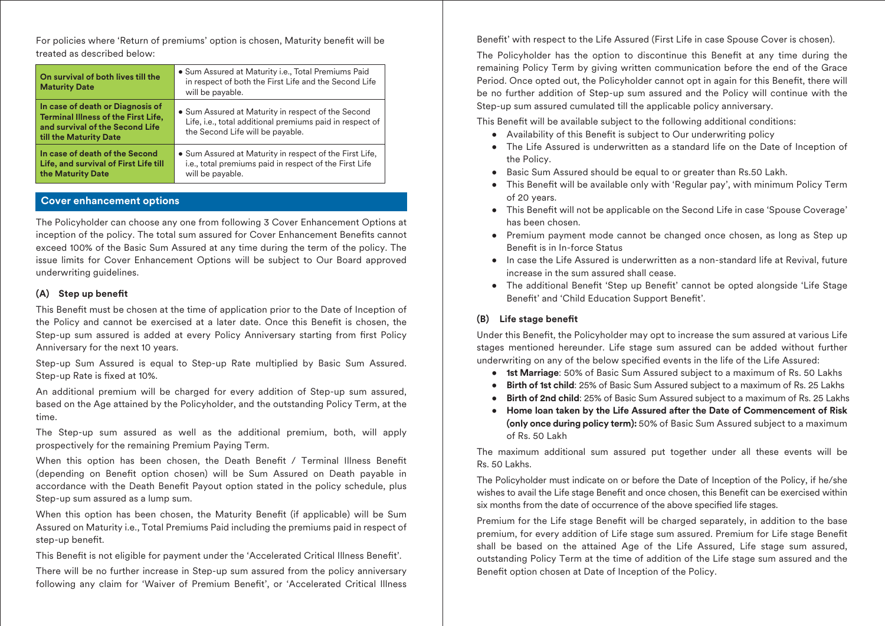For policies where 'Return of premiums' option is chosen, Maturity benefit will be treated as described below:

| On survival of both lives till the Maturity Date | • Sum Assured at Maturity i.e., Total Premiums Paid in respect of both the First Life and the Second Life will be payable. |
|---|---|
| **In case of death or Diagnosis of Terminal Illness of the First Life, and survival of the Second Life till the Maturity Date** | • Sum Assured at Maturity in respect of the Second Life, i.e., total additional premiums paid in respect of the Second Life will be payable. |
| **In case of death of the Second Life, and survival of First Life till the Maturity Date** | • Sum Assured at Maturity in respect of the First Life, i.e., total premiums paid in respect of the First Life will be payable. |

## Cover enhancement options

The Policyholder can choose any one from following 3 Cover Enhancement Options at inception of the policy. The total sum assured for Cover Enhancement Benefits cannot exceed 100% of the Basic Sum Assured at any time during the term of the policy. The issue limits for Cover Enhancement Options will be subject to Our Board approved underwriting guidelines.

### (A) Step up benefit

This Benefit must be chosen at the time of application prior to the Date of Inception of the Policy and cannot be exercised at a later date. Once this Benefit is chosen, the Step-up sum assured is added at every Policy Anniversary starting from first Policy Anniversary for the next 10 years.

Step-up Sum Assured is equal to Step-up Rate multiplied by Basic Sum Assured. Step-up Rate is fixed at 10%.

An additional premium will be charged for every addition of Step-up sum assured, based on the Age attained by the Policyholder, and the outstanding Policy Term, at the time.

The Step-up sum assured as well as the additional premium, both, will apply prospectively for the remaining Premium Paying Term.

When this option has been chosen, the Death Benefit / Terminal Illness Benefit (depending on Benefit option chosen) will be Sum Assured on Death payable in accordance with the Death Benefit Payout option stated in the policy schedule, plus Step-up sum assured as a lump sum.

When this option has been chosen, the Maturity Benefit (if applicable) will be Sum Assured on Maturity i.e., Total Premiums Paid including the premiums paid in respect of step-up benefit.

This Benefit is not eligible for payment under the 'Accelerated Critical Illness Benefit'.

There will be no further increase in Step-up sum assured from the policy anniversary following any claim for 'Waiver of Premium Benefit', or 'Accelerated Critical Illness Benefit' with respect to the Life Assured (First Life in case Spouse Cover is chosen).

The Policyholder has the option to discontinue this Benefit at any time during the remaining Policy Term by giving written communication before the end of the Grace Period. Once opted out, the Policyholder cannot opt in again for this Benefit, there will be no further addition of Step-up sum assured and the Policy will continue with the Step-up sum assured cumulated till the applicable policy anniversary.

This Benefit will be available subject to the following additional conditions:

- Availability of this Benefit is subject to Our underwriting policy
- The Life Assured is underwritten as a standard life on the Date of Inception of the Policy.
- Basic Sum Assured should be equal to or greater than Rs.50 Lakh.
- This Benefit will be available only with 'Regular pay', with minimum Policy Term of 20 years.
- This Benefit will not be applicable on the Second Life in case 'Spouse Coverage' has been chosen.
- Premium payment mode cannot be changed once chosen, as long as Step up Benefit is in In-force Status
- In case the Life Assured is underwritten as a non-standard life at Revival, future increase in the sum assured shall cease.
- The additional Benefit 'Step up Benefit' cannot be opted alongside 'Life Stage Benefit' and 'Child Education Support Benefit'.

### (B) Life stage benefit

Under this Benefit, the Policyholder may opt to increase the sum assured at various Life stages mentioned hereunder. Life stage sum assured can be added without further underwriting on any of the below specified events in the life of the Life Assured:

- **1st Marriage**: 50% of Basic Sum Assured subject to a maximum of Rs. 50 Lakhs
- **Birth of 1st child**: 25% of Basic Sum Assured subject to a maximum of Rs. 25 Lakhs
- **Birth of 2nd child**: 25% of Basic Sum Assured subject to a maximum of Rs. 25 Lakhs
- **Home loan taken by the Life Assured after the Date of Commencement of Risk (only once during policy term):** 50% of Basic Sum Assured subject to a maximum of Rs. 50 Lakh

The maximum additional sum assured put together under all these events will be Rs. 50 Lakhs.

The Policyholder must indicate on or before the Date of Inception of the Policy, if he/she wishes to avail the Life stage Benefit and once chosen, this Benefit can be exercised within six months from the date of occurrence of the above specified life stages.

Premium for the Life stage Benefit will be charged separately, in addition to the base premium, for every addition of Life stage sum assured. Premium for Life stage Benefit shall be based on the attained Age of the Life Assured, Life stage sum assured, outstanding Policy Term at the time of addition of the Life stage sum assured and the Benefit option chosen at Date of Inception of the Policy.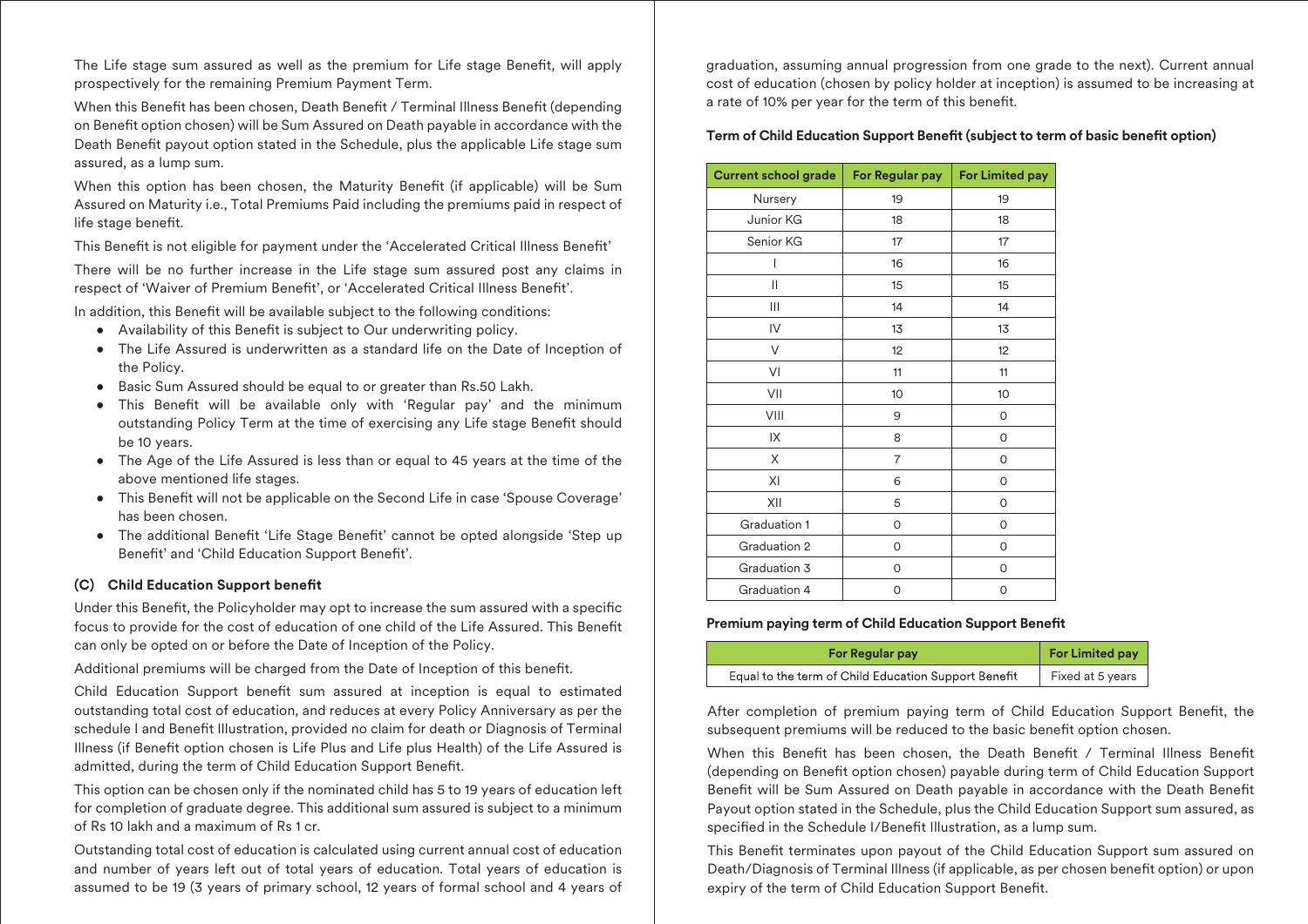The Life stage sum assured as well as the premium for Life stage Benefit, will apply prospectively for the remaining Premium Payment Term.

When this Benefit has been chosen, Death Benefit / Terminal Illness Benefit (depending on Benefit option chosen) will be Sum Assured on Death payable in accordance with the Death Benefit payout option stated in the Schedule, plus the applicable Life stage sum assured, as a lump sum.

When this option has been chosen, the Maturity Benefit (if applicable) will be Sum Assured on Maturity i.e., Total Premiums Paid including the premiums paid in respect of life stage benefit.

This Benefit is not eligible for payment under the 'Accelerated Critical Illness Benefit'

There will be no further increase in the Life stage sum assured post any claims in respect of 'Waiver of Premium Benefit', or 'Accelerated Critical Illness Benefit'.

In addition, this Benefit will be available subject to the following conditions:

- Availability of this Benefit is subject to Our underwriting policy.
- The Life Assured is underwritten as a standard life on the Date of Inception of the Policy.
- Basic Sum Assured should be equal to or greater than Rs.50 Lakh.
- This Benefit will be available only with 'Regular pay' and the minimum outstanding Policy Term at the time of exercising any Life stage Benefit should be 10 years.
- The Age of the Life Assured is less than or equal to 45 years at the time of the above mentioned life stages.
- This Benefit will not be applicable on the Second Life in case 'Spouse Coverage' has been chosen.
- The additional Benefit 'Life Stage Benefit' cannot be opted alongside 'Step up Benefit' and 'Child Education Support Benefit'.

### (C) Child Education Support benefit

Under this Benefit, the Policyholder may opt to increase the sum assured with a specific focus to provide for the cost of education of one child of the Life Assured. This Benefit can only be opted on or before the Date of Inception of the Policy.

Additional premiums will be charged from the Date of Inception of this benefit.

Child Education Support benefit sum assured at inception is equal to estimated outstanding total cost of education, and reduces at every Policy Anniversary as per the schedule I and Benefit Illustration, provided no claim for death or Diagnosis of Terminal Illness (if Benefit option chosen is Life Plus and Life plus Health) of the Life Assured is admitted, during the term of Child Education Support Benefit.

This option can be chosen only if the nominated child has 5 to 19 years of education left for completion of graduate degree. This additional sum assured is subject to a minimum of Rs 10 lakh and a maximum of Rs 1 cr.

Outstanding total cost of education is calculated using current annual cost of education and number of years left out of total years of education. Total years of education is assumed to be 19 (3 years of primary school, 12 years of formal school and 4 years of graduation, assuming annual progression from one grade to the next). Current annual cost of education (chosen by policy holder at inception) is assumed to be increasing at a rate of 10% per year for the term of this benefit.

**Term of Child Education Support Benefit (subject to term of basic benefit option)**

| Current school grade | For Regular pay | For Limited pay |
|---|---|---|
| Nursery | 19 | 19 |
| Junior KG | 18 | 18 |
| Senior KG | 17 | 17 |
| I | 16 | 16 |
| II | 15 | 15 |
| III | 14 | 14 |
| IV | 13 | 13 |
| V | 12 | 12 |
| VI | 11 | 11 |
| VII | 10 | 10 |
| VIII | 9 | 0 |
| IX | 8 | 0 |
| X | 7 | 0 |
| XI | 6 | 0 |
| XII | 5 | 0 |
| Graduation 1 | 0 | 0 |
| Graduation 2 | 0 | 0 |
| Graduation 3 | 0 | 0 |
| Graduation 4 | 0 | 0 |

**Premium paying term of Child Education Support Benefit**

| For Regular pay | For Limited pay |
|---|---|
| Equal to the term of Child Education Support Benefit | Fixed at 5 years |

After completion of premium paying term of Child Education Support Benefit, the subsequent premiums will be reduced to the basic benefit option chosen.

When this Benefit has been chosen, the Death Benefit / Terminal Illness Benefit (depending on Benefit option chosen) payable during term of Child Education Support Benefit will be Sum Assured on Death payable in accordance with the Death Benefit Payout option stated in the Schedule, plus the Child Education Support sum assured, as specified in the Schedule I/Benefit Illustration, as a lump sum.

This Benefit terminates upon payout of the Child Education Support sum assured on Death/Diagnosis of Terminal Illness (if applicable, as per chosen benefit option) or upon expiry of the term of Child Education Support Benefit.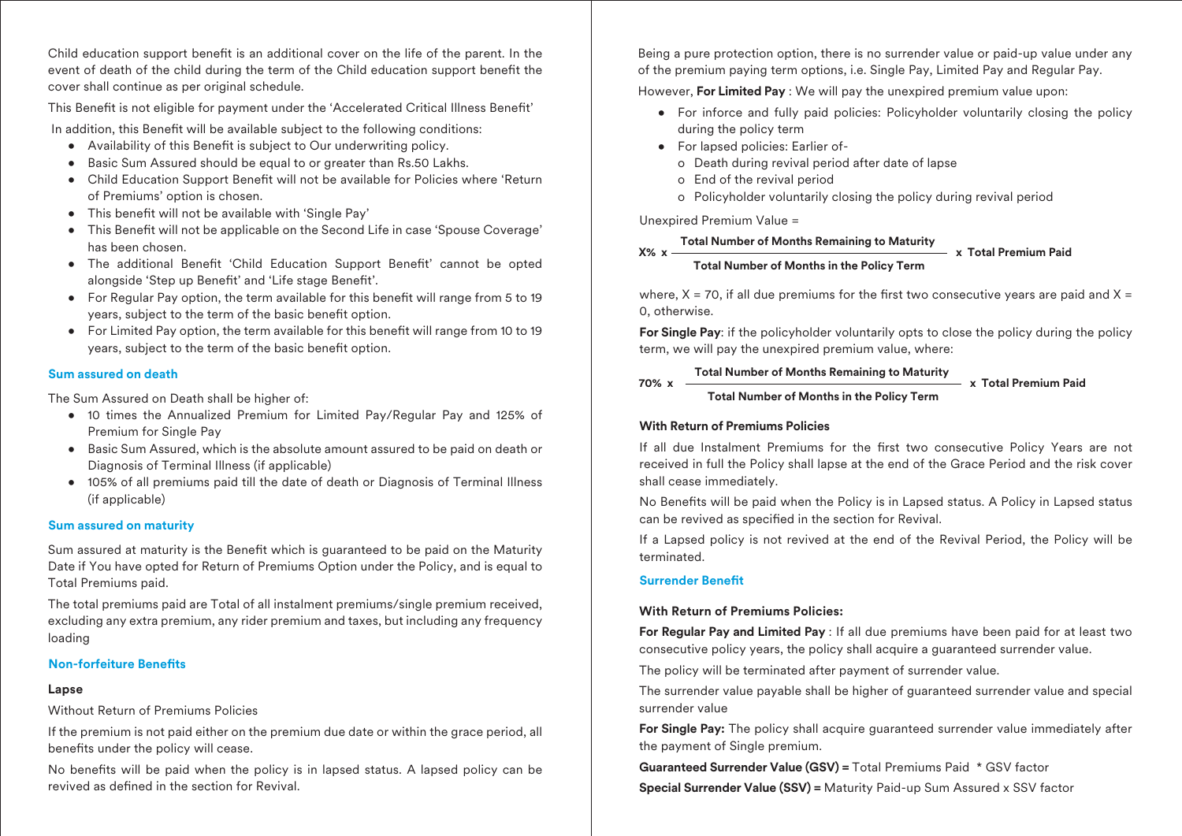Child education support benefit is an additional cover on the life of the parent. In the event of death of the child during the term of the Child education support benefit the cover shall continue as per original schedule.

This Benefit is not eligible for payment under the 'Accelerated Critical Illness Benefit'

In addition, this Benefit will be available subject to the following conditions:

- Availability of this Benefit is subject to Our underwriting policy.
- Basic Sum Assured should be equal to or greater than Rs.50 Lakhs.
- Child Education Support Benefit will not be available for Policies where 'Return of Premiums' option is chosen.
- This benefit will not be available with 'Single Pay'
- This Benefit will not be applicable on the Second Life in case 'Spouse Coverage' has been chosen.
- The additional Benefit 'Child Education Support Benefit' cannot be opted alongside 'Step up Benefit' and 'Life stage Benefit'.
- For Regular Pay option, the term available for this benefit will range from 5 to 19 years, subject to the term of the basic benefit option.
- For Limited Pay option, the term available for this benefit will range from 10 to 19 years, subject to the term of the basic benefit option.

### Sum assured on death

The Sum Assured on Death shall be higher of:

- 10 times the Annualized Premium for Limited Pay/Regular Pay and 125% of Premium for Single Pay
- Basic Sum Assured, which is the absolute amount assured to be paid on death or Diagnosis of Terminal Illness (if applicable)
- 105% of all premiums paid till the date of death or Diagnosis of Terminal Illness (if applicable)

### Sum assured on maturity

Sum assured at maturity is the Benefit which is guaranteed to be paid on the Maturity Date if You have opted for Return of Premiums Option under the Policy, and is equal to Total Premiums paid.

The total premiums paid are Total of all instalment premiums/single premium received, excluding any extra premium, any rider premium and taxes, but including any frequency loading

### Non-forfeiture Benefits

#### Lapse

Without Return of Premiums Policies

If the premium is not paid either on the premium due date or within the grace period, all benefits under the policy will cease.

No benefits will be paid when the policy is in lapsed status. A lapsed policy can be revived as defined in the section for Revival.

Being a pure protection option, there is no surrender value or paid-up value under any of the premium paying term options, i.e. Single Pay, Limited Pay and Regular Pay.

However, **For Limited Pay** : We will pay the unexpired premium value upon:

- For inforce and fully paid policies: Policyholder voluntarily closing the policy during the policy term
- For lapsed policies: Earlier of-
  - Death during revival period after date of lapse
  - End of the revival period
  - Policyholder voluntarily closing the policy during revival period

Unexpired Premium Value =

$$X\% \times \frac{\text{Total Number of Months Remaining to Maturity}}{\text{Total Number of Months in the Policy Term}} \times \text{Total Premium Paid}$$

where, X = 70, if all due premiums for the first two consecutive years are paid and X = 0, otherwise.

**For Single Pay**: if the policyholder voluntarily opts to close the policy during the policy term, we will pay the unexpired premium value, where:

$$70\% \times \frac{\text{Total Number of Months Remaining to Maturity}}{\text{Total Number of Months in the Policy Term}} \times \text{Total Premium Paid}$$

#### With Return of Premiums Policies

If all due Instalment Premiums for the first two consecutive Policy Years are not received in full the Policy shall lapse at the end of the Grace Period and the risk cover shall cease immediately.

No Benefits will be paid when the Policy is in Lapsed status. A Policy in Lapsed status can be revived as specified in the section for Revival.

If a Lapsed policy is not revived at the end of the Revival Period, the Policy will be terminated.

### Surrender Benefit

#### With Return of Premiums Policies:

**For Regular Pay and Limited Pay** : If all due premiums have been paid for at least two consecutive policy years, the policy shall acquire a guaranteed surrender value.

The policy will be terminated after payment of surrender value.

The surrender value payable shall be higher of guaranteed surrender value and special surrender value

**For Single Pay:** The policy shall acquire guaranteed surrender value immediately after the payment of Single premium.

**Guaranteed Surrender Value (GSV) =** Total Premiums Paid * GSV factor

**Special Surrender Value (SSV) =** Maturity Paid-up Sum Assured x SSV factor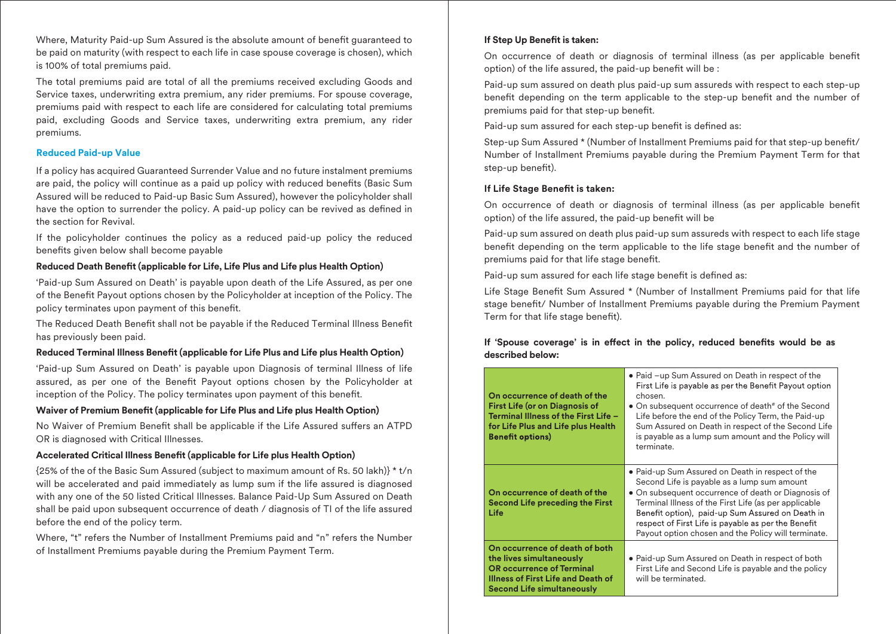Where, Maturity Paid-up Sum Assured is the absolute amount of benefit guaranteed to be paid on maturity (with respect to each life in case spouse coverage is chosen), which is 100% of total premiums paid.

The total premiums paid are total of all the premiums received excluding Goods and Service taxes, underwriting extra premium, any rider premiums. For spouse coverage, premiums paid with respect to each life are considered for calculating total premiums paid, excluding Goods and Service taxes, underwriting extra premium, any rider premiums.

### Reduced Paid-up Value

If a policy has acquired Guaranteed Surrender Value and no future instalment premiums are paid, the policy will continue as a paid up policy with reduced benefits (Basic Sum Assured will be reduced to Paid-up Basic Sum Assured), however the policyholder shall have the option to surrender the policy. A paid-up policy can be revived as defined in the section for Revival.

If the policyholder continues the policy as a reduced paid-up policy the reduced benefits given below shall become payable

**Reduced Death Benefit (applicable for Life, Life Plus and Life plus Health Option)**

'Paid-up Sum Assured on Death' is payable upon death of the Life Assured, as per one of the Benefit Payout options chosen by the Policyholder at inception of the Policy. The policy terminates upon payment of this benefit.

The Reduced Death Benefit shall not be payable if the Reduced Terminal Illness Benefit has previously been paid.

**Reduced Terminal Illness Benefit (applicable for Life Plus and Life plus Health Option)**

'Paid-up Sum Assured on Death' is payable upon Diagnosis of terminal Illness of life assured, as per one of the Benefit Payout options chosen by the Policyholder at inception of the Policy. The policy terminates upon payment of this benefit.

**Waiver of Premium Benefit (applicable for Life Plus and Life plus Health Option)**

No Waiver of Premium Benefit shall be applicable if the Life Assured suffers an ATPD OR is diagnosed with Critical Illnesses.

**Accelerated Critical Illness Benefit (applicable for Life plus Health Option)**

{25% of the of the Basic Sum Assured (subject to maximum amount of Rs. 50 lakh)} * t/n will be accelerated and paid immediately as lump sum if the life assured is diagnosed with any one of the 50 listed Critical Illnesses. Balance Paid-Up Sum Assured on Death shall be paid upon subsequent occurrence of death / diagnosis of TI of the life assured before the end of the policy term.

Where, "t" refers the Number of Installment Premiums paid and "n" refers the Number of Installment Premiums payable during the Premium Payment Term.

**If Step Up Benefit is taken:**

On occurrence of death or diagnosis of terminal illness (as per applicable benefit option) of the life assured, the paid-up benefit will be :

Paid-up sum assured on death plus paid-up sum assureds with respect to each step-up benefit depending on the term applicable to the step-up benefit and the number of premiums paid for that step-up benefit.

Paid-up sum assured for each step-up benefit is defined as:

Step-up Sum Assured * (Number of Installment Premiums paid for that step-up benefit/ Number of Installment Premiums payable during the Premium Payment Term for that step-up benefit).

**If Life Stage Benefit is taken:**

On occurrence of death or diagnosis of terminal illness (as per applicable benefit option) of the life assured, the paid-up benefit will be

Paid-up sum assured on death plus paid-up sum assureds with respect to each life stage benefit depending on the term applicable to the life stage benefit and the number of premiums paid for that life stage benefit.

Paid-up sum assured for each life stage benefit is defined as:

Life Stage Benefit Sum Assured * (Number of Installment Premiums paid for that life stage benefit/ Number of Installment Premiums payable during the Premium Payment Term for that life stage benefit).

**If 'Spouse coverage' is in effect in the policy, reduced benefits would be as described below:**

| | |
|---|---|
| **On occurrence of death of the First Life (or on Diagnosis of Terminal Illness of the First Life – for Life Plus and Life plus Health Benefit options)** | • Paid –up Sum Assured on Death in respect of the First Life is payable as per the Benefit Payout option chosen.<br>• On subsequent occurrence of death[#] of the Second Life before the end of the Policy Term, the Paid-up Sum Assured on Death in respect of the Second Life is payable as a lump sum amount and the Policy will terminate. |
| **On occurrence of death of the Second Life preceding the First Life** | • Paid-up Sum Assured on Death in respect of the Second Life is payable as a lump sum amount<br>• On subsequent occurrence of death or Diagnosis of Terminal Illness of the First Life (as per applicable Benefit option), paid-up Sum Assured on Death in respect of First Life is payable as per the Benefit Payout option chosen and the Policy will terminate. |
| **On occurrence of death of both the lives simultaneously OR occurrence of Terminal Illness of First Life and Death of Second Life simultaneously** | • Paid-up Sum Assured on Death in respect of both First Life and Second Life is payable and the policy will be terminated. |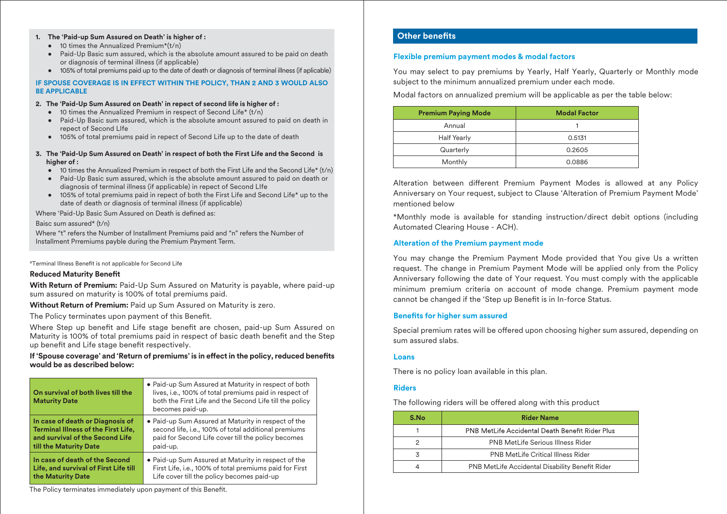1. **The 'Paid-up Sum Assured on Death' is higher of :**
   - 10 times the Annualized Premium*(t/n)
   - Paid-Up Basic sum assured, which is the absolute amount assured to be paid on death or diagnosis of terminal illness (if applicable)
   - 105% of total premiums paid up to the date of death or diagnosis of terminal illness (if aplicable)

**IF SPOUSE COVERAGE IS IN EFFECT WITHIN THE POLICY, THAN 2 AND 3 WOULD ALSO BE APPLICABLE**

2. **The 'Paid-Up Sum Assured on Death' in repect of second life is higher of :**
   - 10 times the Annualized Premium in respect of Second Life* (t/n)
   - Paid-Up Basic sum assured, which is the absolute amount assured to paid on death in repect of Second LIfe
   - 105% of total premiums paid in repect of Second Life up to the date of death

3. **The 'Paid-Up Sum Assured on Death' in respect of both the First Life and the Second is higher of :**
   - 10 times the Annualized Premium in respect of both the First Life and the Second Life* (t/n)
   - Paid-Up Basic sum assured, which is the absolute amount assured to paid on death or diagnosis of terminal illness (if applicable) in repect of Second LIfe
   - 105% of total premiums paid in repect of both the First Life and Second Life* up to the date of death or diagnosis of terminal illness (if applicable)

Where 'Paid-Up Basic Sum Assured on Death' is defined as:

Baisc sum assured* (t/n)

Where "t" refers the Number of Installment Premiums paid and "n" refers the Number of Installment Prremiums payble during the Premium Payment Term.

#Terminal Illness Benefit is not applicable for Second Life

### Reduced Maturity Benefit

**With Return of Premium:** Paid-Up Sum Assured on Maturity is payable, where paid-up sum assured on maturity is 100% of total premiums paid.

**Without Return of Premium:** Paid up Sum Assured on Maturity is zero.

The Policy terminates upon payment of this Benefit.

Where Step up benefit and Life stage benefit are chosen, paid-up Sum Assured on Maturity is 100% of total premiums paid in respect of basic death benefit and the Step up benefit and Life stage benefit respectively.

**If 'Spouse coverage' and 'Return of premiums' is in effect in the policy, reduced benefits would be as described below:**

| | |
|---|---|
| **On survival of both lives till the Maturity Date** | • Paid-up Sum Assured at Maturity in respect of both lives, i.e., 100% of total premiums paid in respect of both the First Life and the Second Life till the policy becomes paid-up. |
| **In case of death or Diagnosis of Terminal Illness of the First Life, and survival of the Second Life till the Maturity Date** | • Paid-up Sum Assured at Maturity in respect of the second life, i.e., 100% of total additional premiums paid for Second Life cover till the policy becomes paid-up. |
| **In case of death of the Second Life, and survival of First Life till the Maturity Date** | • Paid-up Sum Assured at Maturity in respect of the First Life, i.e., 100% of total premiums paid for First Life cover till the policy becomes paid-up |

The Policy terminates immediately upon payment of this Benefit.

## Other benefits

### Flexible premium payment modes & modal factors

You may select to pay premiums by Yearly, Half Yearly, Quarterly or Monthly mode subject to the minimum annualized premium under each mode.

Modal factors on annualized premium will be applicable as per the table below:

| Premium Paying Mode | Modal Factor |
|---|---|
| Annual | 1 |
| Half Yearly | 0.5131 |
| Quarterly | 0.2605 |
| Monthly | 0.0886 |

Alteration between different Premium Payment Modes is allowed at any Policy Anniversary on Your request, subject to Clause 'Alteration of Premium Payment Mode' mentioned below

*Monthly mode is available for standing instruction/direct debit options (including Automated Clearing House - ACH).

### Alteration of the Premium payment mode

You may change the Premium Payment Mode provided that You give Us a written request. The change in Premium Payment Mode will be applied only from the Policy Anniversary following the date of Your request. You must comply with the applicable minimum premium criteria on account of mode change. Premium payment mode cannot be changed if the 'Step up Benefit is in In-force Status.

### Benefits for higher sum assured

Special premium rates will be offered upon choosing higher sum assured, depending on sum assured slabs.

### Loans

There is no policy loan available in this plan.

### Riders

The following riders will be offered along with this product

| S.No | Rider Name |
|---|---|
| 1 | PNB MetLife Accidental Death Benefit Rider Plus |
| 2 | PNB MetLife Serious Illness Rider |
| 3 | PNB MetLife Critical Illness Rider |
| 4 | PNB MetLife Accidental Disability Benefit Rider |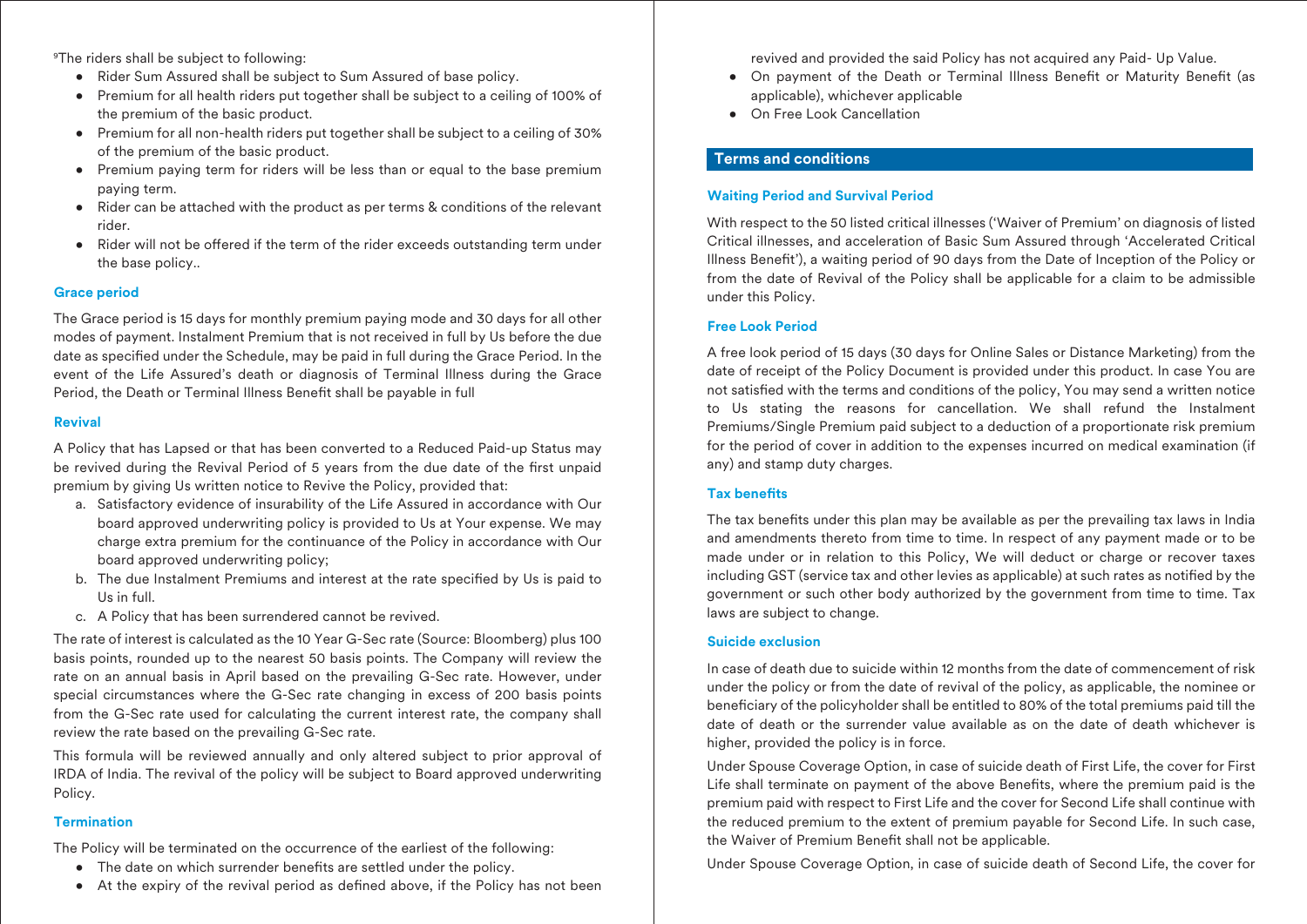[9]The riders shall be subject to following:

- Rider Sum Assured shall be subject to Sum Assured of base policy.
- Premium for all health riders put together shall be subject to a ceiling of 100% of the premium of the basic product.
- Premium for all non-health riders put together shall be subject to a ceiling of 30% of the premium of the basic product.
- Premium paying term for riders will be less than or equal to the base premium paying term.
- Rider can be attached with the product as per terms & conditions of the relevant rider.
- Rider will not be offered if the term of the rider exceeds outstanding term under the base policy..

### Grace period

The Grace period is 15 days for monthly premium paying mode and 30 days for all other modes of payment. Instalment Premium that is not received in full by Us before the due date as specified under the Schedule, may be paid in full during the Grace Period. In the event of the Life Assured's death or diagnosis of Terminal Illness during the Grace Period, the Death or Terminal Illness Benefit shall be payable in full

### Revival

A Policy that has Lapsed or that has been converted to a Reduced Paid-up Status may be revived during the Revival Period of 5 years from the due date of the first unpaid premium by giving Us written notice to Revive the Policy, provided that:

a. Satisfactory evidence of insurability of the Life Assured in accordance with Our board approved underwriting policy is provided to Us at Your expense. We may charge extra premium for the continuance of the Policy in accordance with Our board approved underwriting policy;
b. The due Instalment Premiums and interest at the rate specified by Us is paid to Us in full.
c. A Policy that has been surrendered cannot be revived.

The rate of interest is calculated as the 10 Year G-Sec rate (Source: Bloomberg) plus 100 basis points, rounded up to the nearest 50 basis points. The Company will review the rate on an annual basis in April based on the prevailing G-Sec rate. However, under special circumstances where the G-Sec rate changing in excess of 200 basis points from the G-Sec rate used for calculating the current interest rate, the company shall review the rate based on the prevailing G-Sec rate.

This formula will be reviewed annually and only altered subject to prior approval of IRDA of India. The revival of the policy will be subject to Board approved underwriting Policy.

### Termination

The Policy will be terminated on the occurrence of the earliest of the following:

- The date on which surrender benefits are settled under the policy.
- At the expiry of the revival period as defined above, if the Policy has not been revived and provided the said Policy has not acquired any Paid- Up Value.
- On payment of the Death or Terminal Illness Benefit or Maturity Benefit (as applicable), whichever applicable
- On Free Look Cancellation

## Terms and conditions

### Waiting Period and Survival Period

With respect to the 50 listed critical illnesses ('Waiver of Premium' on diagnosis of listed Critical illnesses, and acceleration of Basic Sum Assured through 'Accelerated Critical Illness Benefit'), a waiting period of 90 days from the Date of Inception of the Policy or from the date of Revival of the Policy shall be applicable for a claim to be admissible under this Policy.

### Free Look Period

A free look period of 15 days (30 days for Online Sales or Distance Marketing) from the date of receipt of the Policy Document is provided under this product. In case You are not satisfied with the terms and conditions of the policy, You may send a written notice to Us stating the reasons for cancellation. We shall refund the Instalment Premiums/Single Premium paid subject to a deduction of a proportionate risk premium for the period of cover in addition to the expenses incurred on medical examination (if any) and stamp duty charges.

### Tax benefits

The tax benefits under this plan may be available as per the prevailing tax laws in India and amendments thereto from time to time. In respect of any payment made or to be made under or in relation to this Policy, We will deduct or charge or recover taxes including GST (service tax and other levies as applicable) at such rates as notified by the government or such other body authorized by the government from time to time. Tax laws are subject to change.

### Suicide exclusion

In case of death due to suicide within 12 months from the date of commencement of risk under the policy or from the date of revival of the policy, as applicable, the nominee or beneficiary of the policyholder shall be entitled to 80% of the total premiums paid till the date of death or the surrender value available as on the date of death whichever is higher, provided the policy is in force.

Under Spouse Coverage Option, in case of suicide death of First Life, the cover for First Life shall terminate on payment of the above Benefits, where the premium paid is the premium paid with respect to First Life and the cover for Second Life shall continue with the reduced premium to the extent of premium payable for Second Life. In such case, the Waiver of Premium Benefit shall not be applicable.

Under Spouse Coverage Option, in case of suicide death of Second Life, the cover for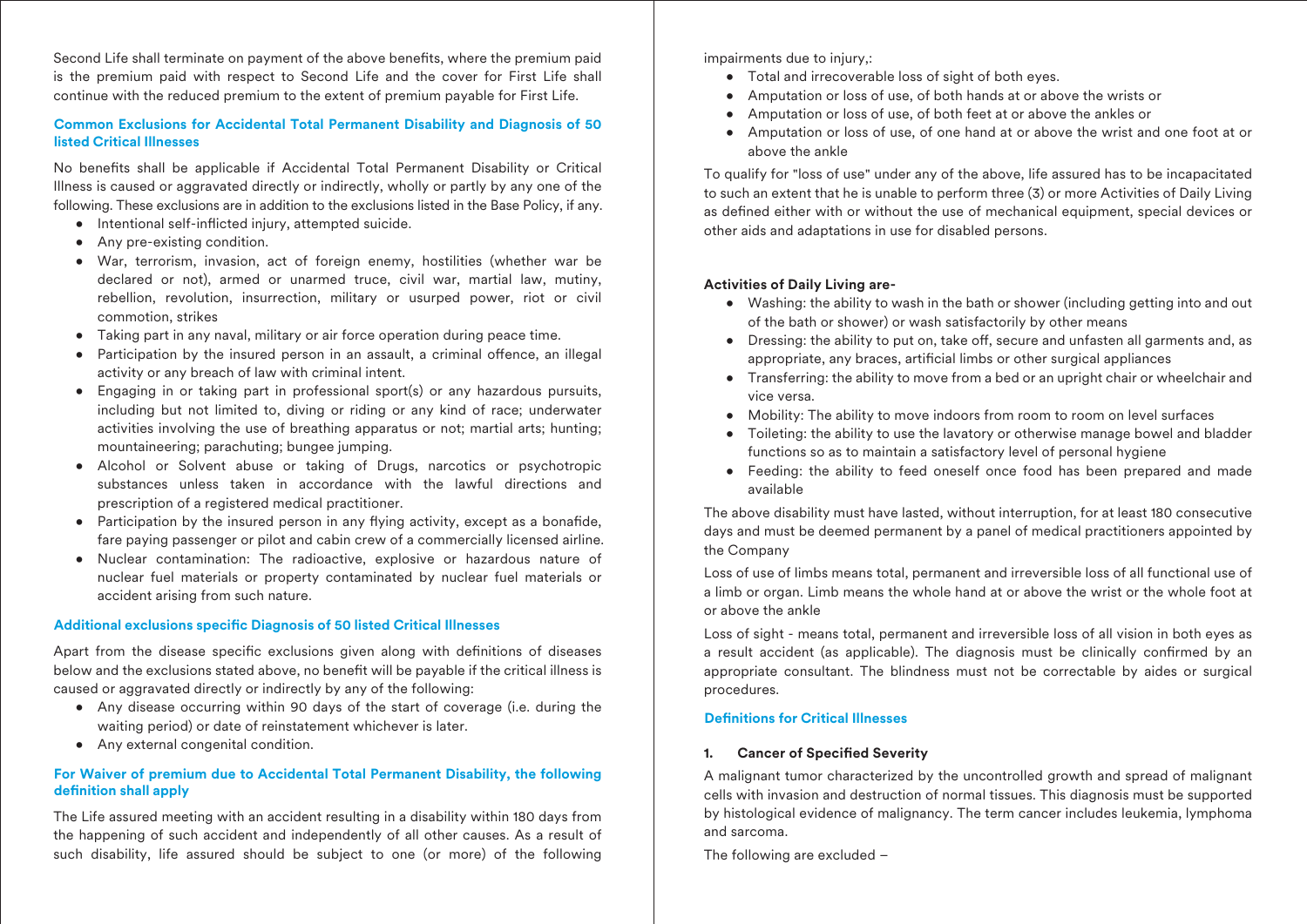Second Life shall terminate on payment of the above benefits, where the premium paid is the premium paid with respect to Second Life and the cover for First Life shall continue with the reduced premium to the extent of premium payable for First Life.

### Common Exclusions for Accidental Total Permanent Disability and Diagnosis of 50 listed Critical Illnesses

No benefits shall be applicable if Accidental Total Permanent Disability or Critical Illness is caused or aggravated directly or indirectly, wholly or partly by any one of the following. These exclusions are in addition to the exclusions listed in the Base Policy, if any.

- Intentional self-inflicted injury, attempted suicide.
- Any pre-existing condition.
- War, terrorism, invasion, act of foreign enemy, hostilities (whether war be declared or not), armed or unarmed truce, civil war, martial law, mutiny, rebellion, revolution, insurrection, military or usurped power, riot or civil commotion, strikes
- Taking part in any naval, military or air force operation during peace time.
- Participation by the insured person in an assault, a criminal offence, an illegal activity or any breach of law with criminal intent.
- Engaging in or taking part in professional sport(s) or any hazardous pursuits, including but not limited to, diving or riding or any kind of race; underwater activities involving the use of breathing apparatus or not; martial arts; hunting; mountaineering; parachuting; bungee jumping.
- Alcohol or Solvent abuse or taking of Drugs, narcotics or psychotropic substances unless taken in accordance with the lawful directions and prescription of a registered medical practitioner.
- Participation by the insured person in any flying activity, except as a bonafide, fare paying passenger or pilot and cabin crew of a commercially licensed airline.
- Nuclear contamination: The radioactive, explosive or hazardous nature of nuclear fuel materials or property contaminated by nuclear fuel materials or accident arising from such nature.

### Additional exclusions specific Diagnosis of 50 listed Critical Illnesses

Apart from the disease specific exclusions given along with definitions of diseases below and the exclusions stated above, no benefit will be payable if the critical illness is caused or aggravated directly or indirectly by any of the following:

- Any disease occurring within 90 days of the start of coverage (i.e. during the waiting period) or date of reinstatement whichever is later.
- Any external congenital condition.

### For Waiver of premium due to Accidental Total Permanent Disability, the following definition shall apply

The Life assured meeting with an accident resulting in a disability within 180 days from the happening of such accident and independently of all other causes. As a result of such disability, life assured should be subject to one (or more) of the following impairments due to injury,:

- Total and irrecoverable loss of sight of both eyes.
- Amputation or loss of use, of both hands at or above the wrists or
- Amputation or loss of use, of both feet at or above the ankles or
- Amputation or loss of use, of one hand at or above the wrist and one foot at or above the ankle

To qualify for "loss of use" under any of the above, life assured has to be incapacitated to such an extent that he is unable to perform three (3) or more Activities of Daily Living as defined either with or without the use of mechanical equipment, special devices or other aids and adaptations in use for disabled persons.

**Activities of Daily Living are-**

- Washing: the ability to wash in the bath or shower (including getting into and out of the bath or shower) or wash satisfactorily by other means
- Dressing: the ability to put on, take off, secure and unfasten all garments and, as appropriate, any braces, artificial limbs or other surgical appliances
- Transferring: the ability to move from a bed or an upright chair or wheelchair and vice versa.
- Mobility: The ability to move indoors from room to room on level surfaces
- Toileting: the ability to use the lavatory or otherwise manage bowel and bladder functions so as to maintain a satisfactory level of personal hygiene
- Feeding: the ability to feed oneself once food has been prepared and made available

The above disability must have lasted, without interruption, for at least 180 consecutive days and must be deemed permanent by a panel of medical practitioners appointed by the Company

Loss of use of limbs means total, permanent and irreversible loss of all functional use of a limb or organ. Limb means the whole hand at or above the wrist or the whole foot at or above the ankle

Loss of sight - means total, permanent and irreversible loss of all vision in both eyes as a result accident (as applicable). The diagnosis must be clinically confirmed by an appropriate consultant. The blindness must not be correctable by aides or surgical procedures.

### Definitions for Critical Illnesses

**1. Cancer of Specified Severity**

A malignant tumor characterized by the uncontrolled growth and spread of malignant cells with invasion and destruction of normal tissues. This diagnosis must be supported by histological evidence of malignancy. The term cancer includes leukemia, lymphoma and sarcoma.

The following are excluded –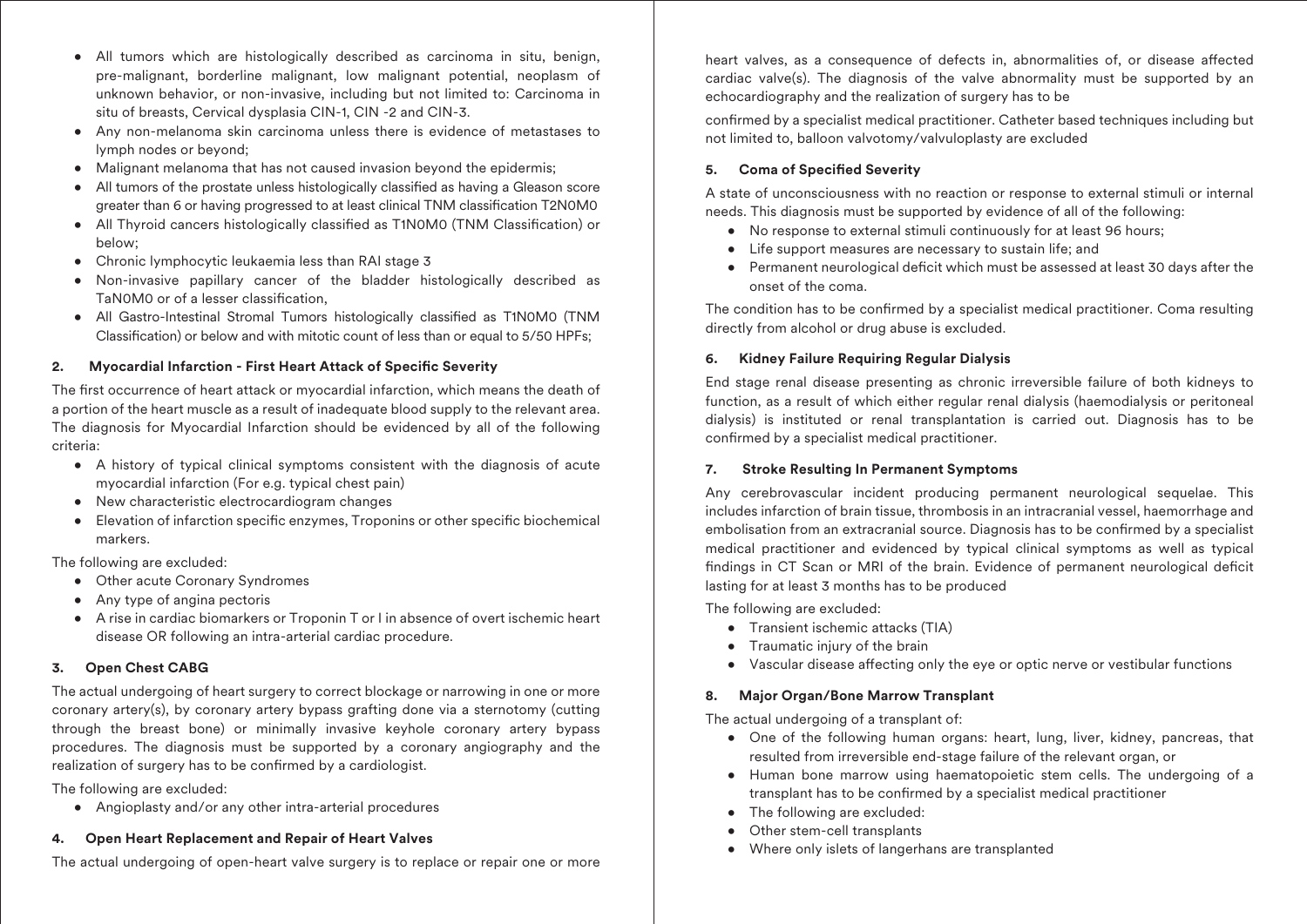- All tumors which are histologically described as carcinoma in situ, benign, pre-malignant, borderline malignant, low malignant potential, neoplasm of unknown behavior, or non-invasive, including but not limited to: Carcinoma in situ of breasts, Cervical dysplasia CIN-1, CIN -2 and CIN-3.
- Any non-melanoma skin carcinoma unless there is evidence of metastases to lymph nodes or beyond;
- Malignant melanoma that has not caused invasion beyond the epidermis;
- All tumors of the prostate unless histologically classified as having a Gleason score greater than 6 or having progressed to at least clinical TNM classification T2N0M0
- All Thyroid cancers histologically classified as T1N0M0 (TNM Classification) or below;
- Chronic lymphocytic leukaemia less than RAI stage 3
- Non-invasive papillary cancer of the bladder histologically described as TaN0M0 or of a lesser classification,
- All Gastro-Intestinal Stromal Tumors histologically classified as T1N0M0 (TNM Classification) or below and with mitotic count of less than or equal to 5/50 HPFs;

#### 2. Myocardial Infarction - First Heart Attack of Specific Severity

The first occurrence of heart attack or myocardial infarction, which means the death of a portion of the heart muscle as a result of inadequate blood supply to the relevant area. The diagnosis for Myocardial Infarction should be evidenced by all of the following criteria:

- A history of typical clinical symptoms consistent with the diagnosis of acute myocardial infarction (For e.g. typical chest pain)
- New characteristic electrocardiogram changes
- Elevation of infarction specific enzymes, Troponins or other specific biochemical markers.

The following are excluded:

- Other acute Coronary Syndromes
- Any type of angina pectoris
- A rise in cardiac biomarkers or Troponin T or I in absence of overt ischemic heart disease OR following an intra-arterial cardiac procedure.

#### 3. Open Chest CABG

The actual undergoing of heart surgery to correct blockage or narrowing in one or more coronary artery(s), by coronary artery bypass grafting done via a sternotomy (cutting through the breast bone) or minimally invasive keyhole coronary artery bypass procedures. The diagnosis must be supported by a coronary angiography and the realization of surgery has to be confirmed by a cardiologist.

The following are excluded:

- Angioplasty and/or any other intra-arterial procedures

#### 4. Open Heart Replacement and Repair of Heart Valves

The actual undergoing of open-heart valve surgery is to replace or repair one or more heart valves, as a consequence of defects in, abnormalities of, or disease affected cardiac valve(s). The diagnosis of the valve abnormality must be supported by an echocardiography and the realization of surgery has to be

confirmed by a specialist medical practitioner. Catheter based techniques including but not limited to, balloon valvotomy/valvuloplasty are excluded

#### 5. Coma of Specified Severity

A state of unconsciousness with no reaction or response to external stimuli or internal needs. This diagnosis must be supported by evidence of all of the following:

- No response to external stimuli continuously for at least 96 hours;
- Life support measures are necessary to sustain life; and
- Permanent neurological deficit which must be assessed at least 30 days after the onset of the coma.

The condition has to be confirmed by a specialist medical practitioner. Coma resulting directly from alcohol or drug abuse is excluded.

#### 6. Kidney Failure Requiring Regular Dialysis

End stage renal disease presenting as chronic irreversible failure of both kidneys to function, as a result of which either regular renal dialysis (haemodialysis or peritoneal dialysis) is instituted or renal transplantation is carried out. Diagnosis has to be confirmed by a specialist medical practitioner.

#### 7. Stroke Resulting In Permanent Symptoms

Any cerebrovascular incident producing permanent neurological sequelae. This includes infarction of brain tissue, thrombosis in an intracranial vessel, haemorrhage and embolisation from an extracranial source. Diagnosis has to be confirmed by a specialist medical practitioner and evidenced by typical clinical symptoms as well as typical findings in CT Scan or MRI of the brain. Evidence of permanent neurological deficit lasting for at least 3 months has to be produced

The following are excluded:

- Transient ischemic attacks (TIA)
- Traumatic injury of the brain
- Vascular disease affecting only the eye or optic nerve or vestibular functions

#### 8. Major Organ/Bone Marrow Transplant

The actual undergoing of a transplant of:

- One of the following human organs: heart, lung, liver, kidney, pancreas, that resulted from irreversible end-stage failure of the relevant organ, or
- Human bone marrow using haematopoietic stem cells. The undergoing of a transplant has to be confirmed by a specialist medical practitioner
- The following are excluded:
- Other stem-cell transplants
- Where only islets of langerhans are transplanted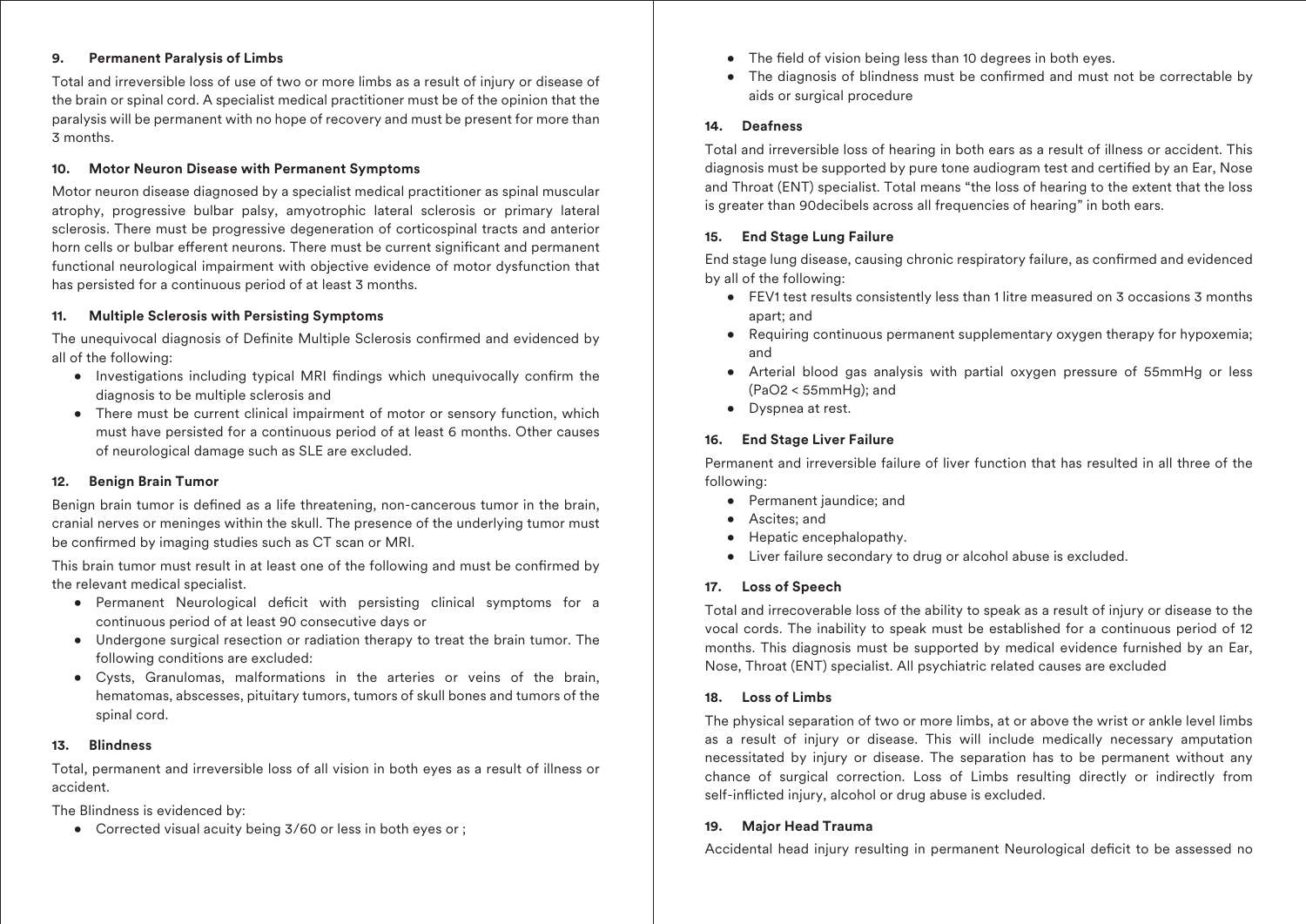**9. Permanent Paralysis of Limbs**

Total and irreversible loss of use of two or more limbs as a result of injury or disease of the brain or spinal cord. A specialist medical practitioner must be of the opinion that the paralysis will be permanent with no hope of recovery and must be present for more than 3 months.

**10. Motor Neuron Disease with Permanent Symptoms**

Motor neuron disease diagnosed by a specialist medical practitioner as spinal muscular atrophy, progressive bulbar palsy, amyotrophic lateral sclerosis or primary lateral sclerosis. There must be progressive degeneration of corticospinal tracts and anterior horn cells or bulbar efferent neurons. There must be current significant and permanent functional neurological impairment with objective evidence of motor dysfunction that has persisted for a continuous period of at least 3 months.

**11. Multiple Sclerosis with Persisting Symptoms**

The unequivocal diagnosis of Definite Multiple Sclerosis confirmed and evidenced by all of the following:

- Investigations including typical MRI findings which unequivocally confirm the diagnosis to be multiple sclerosis and
- There must be current clinical impairment of motor or sensory function, which must have persisted for a continuous period of at least 6 months. Other causes of neurological damage such as SLE are excluded.

**12. Benign Brain Tumor**

Benign brain tumor is defined as a life threatening, non-cancerous tumor in the brain, cranial nerves or meninges within the skull. The presence of the underlying tumor must be confirmed by imaging studies such as CT scan or MRI.

This brain tumor must result in at least one of the following and must be confirmed by the relevant medical specialist.

- Permanent Neurological deficit with persisting clinical symptoms for a continuous period of at least 90 consecutive days or
- Undergone surgical resection or radiation therapy to treat the brain tumor. The following conditions are excluded:
- Cysts, Granulomas, malformations in the arteries or veins of the brain, hematomas, abscesses, pituitary tumors, tumors of skull bones and tumors of the spinal cord.

**13. Blindness**

Total, permanent and irreversible loss of all vision in both eyes as a result of illness or accident.

The Blindness is evidenced by:

- Corrected visual acuity being 3/60 or less in both eyes or ;
- The field of vision being less than 10 degrees in both eyes.
- The diagnosis of blindness must be confirmed and must not be correctable by aids or surgical procedure

**14. Deafness**

Total and irreversible loss of hearing in both ears as a result of illness or accident. This diagnosis must be supported by pure tone audiogram test and certified by an Ear, Nose and Throat (ENT) specialist. Total means "the loss of hearing to the extent that the loss is greater than 90decibels across all frequencies of hearing" in both ears.

**15. End Stage Lung Failure**

End stage lung disease, causing chronic respiratory failure, as confirmed and evidenced by all of the following:

- FEV1 test results consistently less than 1 litre measured on 3 occasions 3 months apart; and
- Requiring continuous permanent supplementary oxygen therapy for hypoxemia; and
- Arterial blood gas analysis with partial oxygen pressure of 55mmHg or less ($PaO_2 < 55mmHg$); and
- Dyspnea at rest.

**16. End Stage Liver Failure**

Permanent and irreversible failure of liver function that has resulted in all three of the following:

- Permanent jaundice; and
- Ascites; and
- Hepatic encephalopathy.
- Liver failure secondary to drug or alcohol abuse is excluded.

**17. Loss of Speech**

Total and irrecoverable loss of the ability to speak as a result of injury or disease to the vocal cords. The inability to speak must be established for a continuous period of 12 months. This diagnosis must be supported by medical evidence furnished by an Ear, Nose, Throat (ENT) specialist. All psychiatric related causes are excluded

**18. Loss of Limbs**

The physical separation of two or more limbs, at or above the wrist or ankle level limbs as a result of injury or disease. This will include medically necessary amputation necessitated by injury or disease. The separation has to be permanent without any chance of surgical correction. Loss of Limbs resulting directly or indirectly from self-inflicted injury, alcohol or drug abuse is excluded.

**19. Major Head Trauma**

Accidental head injury resulting in permanent Neurological deficit to be assessed no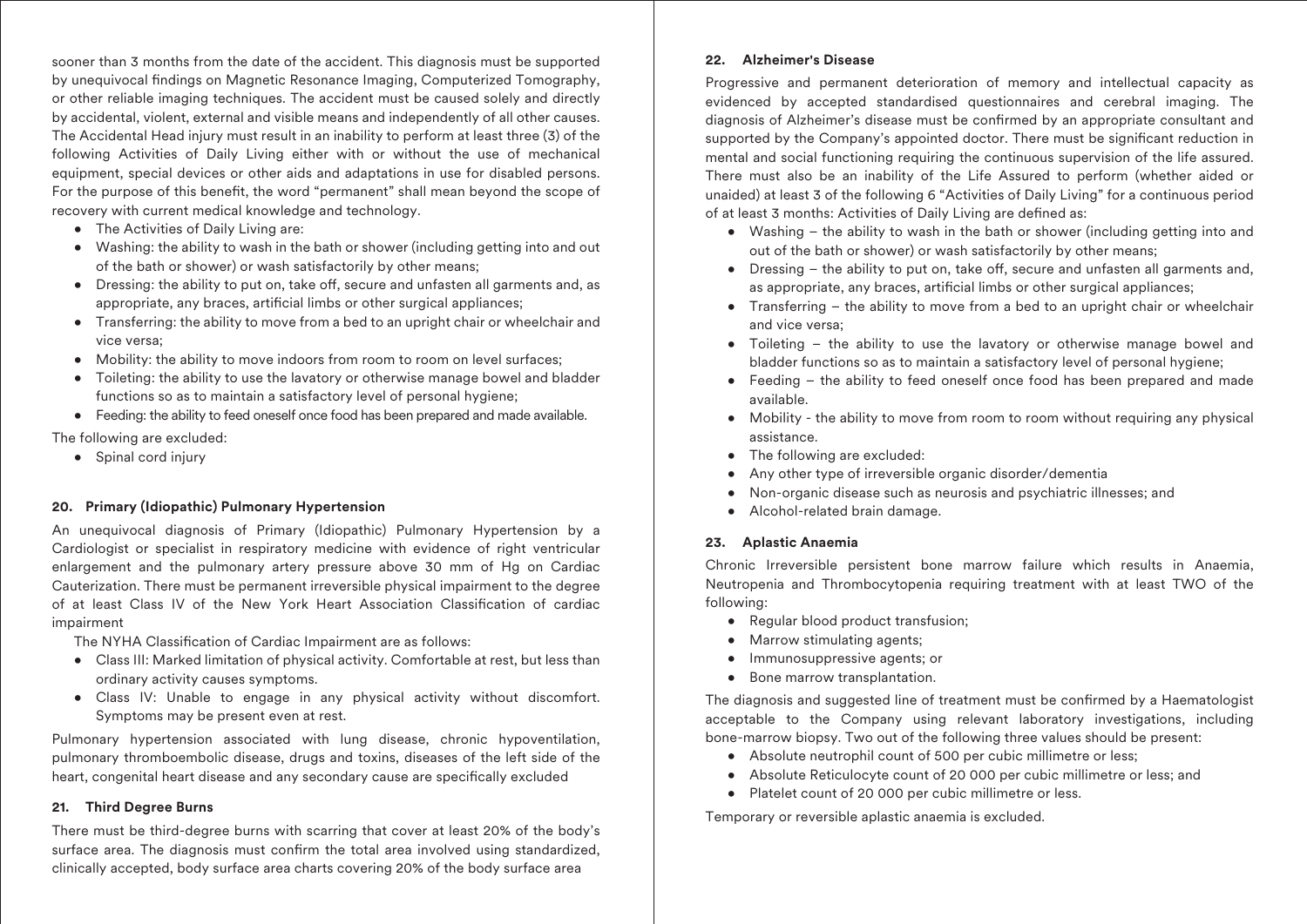sooner than 3 months from the date of the accident. This diagnosis must be supported by unequivocal findings on Magnetic Resonance Imaging, Computerized Tomography, or other reliable imaging techniques. The accident must be caused solely and directly by accidental, violent, external and visible means and independently of all other causes. The Accidental Head injury must result in an inability to perform at least three (3) of the following Activities of Daily Living either with or without the use of mechanical equipment, special devices or other aids and adaptations in use for disabled persons. For the purpose of this benefit, the word "permanent" shall mean beyond the scope of recovery with current medical knowledge and technology.

- The Activities of Daily Living are:
- Washing: the ability to wash in the bath or shower (including getting into and out of the bath or shower) or wash satisfactorily by other means;
- Dressing: the ability to put on, take off, secure and unfasten all garments and, as appropriate, any braces, artificial limbs or other surgical appliances;
- Transferring: the ability to move from a bed to an upright chair or wheelchair and vice versa;
- Mobility: the ability to move indoors from room to room on level surfaces;
- Toileting: the ability to use the lavatory or otherwise manage bowel and bladder functions so as to maintain a satisfactory level of personal hygiene;
- Feeding: the ability to feed oneself once food has been prepared and made available.

The following are excluded:

- Spinal cord injury

### 20. Primary (Idiopathic) Pulmonary Hypertension

An unequivocal diagnosis of Primary (Idiopathic) Pulmonary Hypertension by a Cardiologist or specialist in respiratory medicine with evidence of right ventricular enlargement and the pulmonary artery pressure above 30 mm of Hg on Cardiac Cauterization. There must be permanent irreversible physical impairment to the degree of at least Class IV of the New York Heart Association Classification of cardiac impairment

The NYHA Classification of Cardiac Impairment are as follows:

- Class III: Marked limitation of physical activity. Comfortable at rest, but less than ordinary activity causes symptoms.
- Class IV: Unable to engage in any physical activity without discomfort. Symptoms may be present even at rest.

Pulmonary hypertension associated with lung disease, chronic hypoventilation, pulmonary thromboembolic disease, drugs and toxins, diseases of the left side of the heart, congenital heart disease and any secondary cause are specifically excluded

### 21. Third Degree Burns

There must be third-degree burns with scarring that cover at least 20% of the body's surface area. The diagnosis must confirm the total area involved using standardized, clinically accepted, body surface area charts covering 20% of the body surface area

### 22. Alzheimer's Disease

Progressive and permanent deterioration of memory and intellectual capacity as evidenced by accepted standardised questionnaires and cerebral imaging. The diagnosis of Alzheimer's disease must be confirmed by an appropriate consultant and supported by the Company's appointed doctor. There must be significant reduction in mental and social functioning requiring the continuous supervision of the life assured. There must also be an inability of the Life Assured to perform (whether aided or unaided) at least 3 of the following 6 "Activities of Daily Living" for a continuous period of at least 3 months: Activities of Daily Living are defined as:

- Washing – the ability to wash in the bath or shower (including getting into and out of the bath or shower) or wash satisfactorily by other means;
- Dressing – the ability to put on, take off, secure and unfasten all garments and, as appropriate, any braces, artificial limbs or other surgical appliances;
- Transferring – the ability to move from a bed to an upright chair or wheelchair and vice versa;
- Toileting – the ability to use the lavatory or otherwise manage bowel and bladder functions so as to maintain a satisfactory level of personal hygiene;
- Feeding – the ability to feed oneself once food has been prepared and made available.
- Mobility - the ability to move from room to room without requiring any physical assistance.
- The following are excluded:
- Any other type of irreversible organic disorder/dementia
- Non-organic disease such as neurosis and psychiatric illnesses; and
- Alcohol-related brain damage.

### 23. Aplastic Anaemia

Chronic Irreversible persistent bone marrow failure which results in Anaemia, Neutropenia and Thrombocytopenia requiring treatment with at least TWO of the following:

- Regular blood product transfusion;
- Marrow stimulating agents;
- Immunosuppressive agents; or
- Bone marrow transplantation.

The diagnosis and suggested line of treatment must be confirmed by a Haematologist acceptable to the Company using relevant laboratory investigations, including bone-marrow biopsy. Two out of the following three values should be present:

- Absolute neutrophil count of 500 per cubic millimetre or less;
- Absolute Reticulocyte count of 20 000 per cubic millimetre or less; and
- Platelet count of 20 000 per cubic millimetre or less.

Temporary or reversible aplastic anaemia is excluded.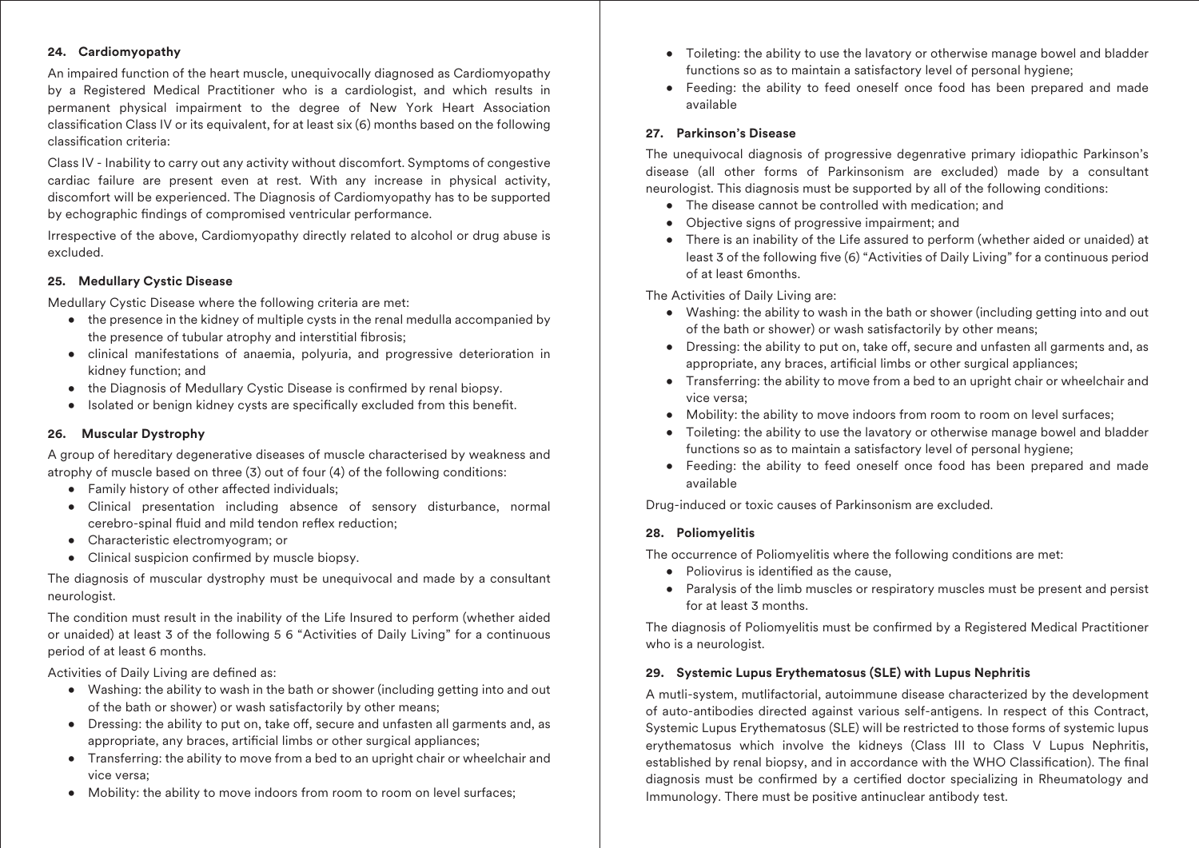#### 24. Cardiomyopathy

An impaired function of the heart muscle, unequivocally diagnosed as Cardiomyopathy by a Registered Medical Practitioner who is a cardiologist, and which results in permanent physical impairment to the degree of New York Heart Association classification Class IV or its equivalent, for at least six (6) months based on the following classification criteria:

Class IV - Inability to carry out any activity without discomfort. Symptoms of congestive cardiac failure are present even at rest. With any increase in physical activity, discomfort will be experienced. The Diagnosis of Cardiomyopathy has to be supported by echographic findings of compromised ventricular performance.

Irrespective of the above, Cardiomyopathy directly related to alcohol or drug abuse is excluded.

#### 25. Medullary Cystic Disease

Medullary Cystic Disease where the following criteria are met:

- the presence in the kidney of multiple cysts in the renal medulla accompanied by the presence of tubular atrophy and interstitial fibrosis;
- clinical manifestations of anaemia, polyuria, and progressive deterioration in kidney function; and
- the Diagnosis of Medullary Cystic Disease is confirmed by renal biopsy.
- Isolated or benign kidney cysts are specifically excluded from this benefit.

#### 26. Muscular Dystrophy

A group of hereditary degenerative diseases of muscle characterised by weakness and atrophy of muscle based on three (3) out of four (4) of the following conditions:

- Family history of other affected individuals;
- Clinical presentation including absence of sensory disturbance, normal cerebro-spinal fluid and mild tendon reflex reduction;
- Characteristic electromyogram; or
- Clinical suspicion confirmed by muscle biopsy.

The diagnosis of muscular dystrophy must be unequivocal and made by a consultant neurologist.

The condition must result in the inability of the Life Insured to perform (whether aided or unaided) at least 3 of the following 5 6 "Activities of Daily Living" for a continuous period of at least 6 months.

Activities of Daily Living are defined as:

- Washing: the ability to wash in the bath or shower (including getting into and out of the bath or shower) or wash satisfactorily by other means;
- Dressing: the ability to put on, take off, secure and unfasten all garments and, as appropriate, any braces, artificial limbs or other surgical appliances;
- Transferring: the ability to move from a bed to an upright chair or wheelchair and vice versa;
- Mobility: the ability to move indoors from room to room on level surfaces;
- Toileting: the ability to use the lavatory or otherwise manage bowel and bladder functions so as to maintain a satisfactory level of personal hygiene;
- Feeding: the ability to feed oneself once food has been prepared and made available

#### 27. Parkinson's Disease

The unequivocal diagnosis of progressive degenrative primary idiopathic Parkinson's disease (all other forms of Parkinsonism are excluded) made by a consultant neurologist. This diagnosis must be supported by all of the following conditions:

- The disease cannot be controlled with medication; and
- Objective signs of progressive impairment; and
- There is an inability of the Life assured to perform (whether aided or unaided) at least 3 of the following five (6) "Activities of Daily Living" for a continuous period of at least 6months.

The Activities of Daily Living are:

- Washing: the ability to wash in the bath or shower (including getting into and out of the bath or shower) or wash satisfactorily by other means;
- Dressing: the ability to put on, take off, secure and unfasten all garments and, as appropriate, any braces, artificial limbs or other surgical appliances;
- Transferring: the ability to move from a bed to an upright chair or wheelchair and vice versa;
- Mobility: the ability to move indoors from room to room on level surfaces;
- Toileting: the ability to use the lavatory or otherwise manage bowel and bladder functions so as to maintain a satisfactory level of personal hygiene;
- Feeding: the ability to feed oneself once food has been prepared and made available

Drug-induced or toxic causes of Parkinsonism are excluded.

#### 28. Poliomyelitis

The occurrence of Poliomyelitis where the following conditions are met:

- Poliovirus is identified as the cause,
- Paralysis of the limb muscles or respiratory muscles must be present and persist for at least 3 months.

The diagnosis of Poliomyelitis must be confirmed by a Registered Medical Practitioner who is a neurologist.

#### 29. Systemic Lupus Erythematosus (SLE) with Lupus Nephritis

A mutli-system, mutlifactorial, autoimmune disease characterized by the development of auto-antibodies directed against various self-antigens. In respect of this Contract, Systemic Lupus Erythematosus (SLE) will be restricted to those forms of systemic lupus erythematosus which involve the kidneys (Class III to Class V Lupus Nephritis, established by renal biopsy, and in accordance with the WHO Classification). The final diagnosis must be confirmed by a certified doctor specializing in Rheumatology and Immunology. There must be positive antinuclear antibody test.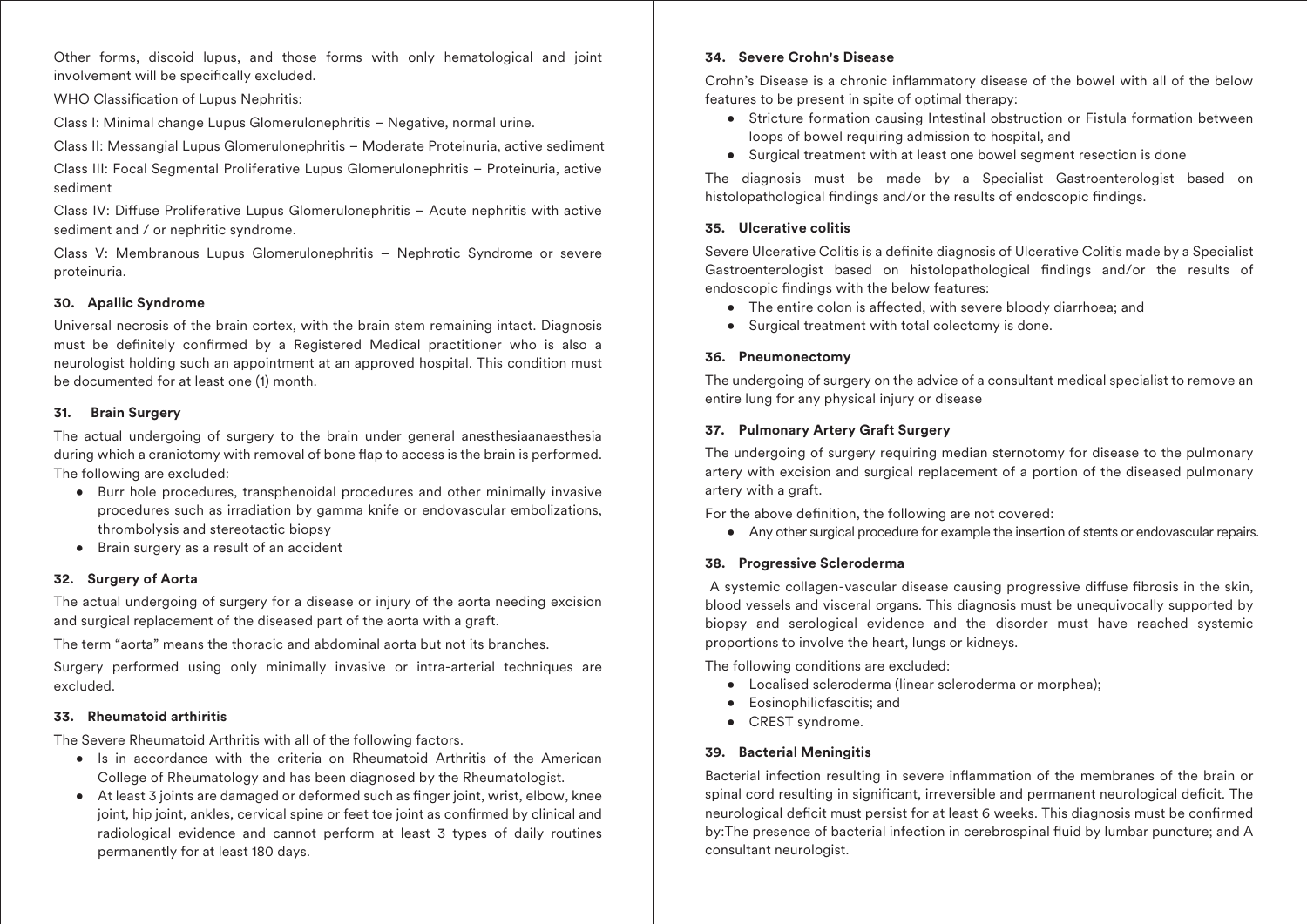Other forms, discoid lupus, and those forms with only hematological and joint involvement will be specifically excluded.

WHO Classification of Lupus Nephritis:

Class I: Minimal change Lupus Glomerulonephritis – Negative, normal urine.

Class II: Messangial Lupus Glomerulonephritis – Moderate Proteinuria, active sediment

Class III: Focal Segmental Proliferative Lupus Glomerulonephritis – Proteinuria, active sediment

Class IV: Diffuse Proliferative Lupus Glomerulonephritis – Acute nephritis with active sediment and / or nephritic syndrome.

Class V: Membranous Lupus Glomerulonephritis – Nephrotic Syndrome or severe proteinuria.

### 30. Apallic Syndrome

Universal necrosis of the brain cortex, with the brain stem remaining intact. Diagnosis must be definitely confirmed by a Registered Medical practitioner who is also a neurologist holding such an appointment at an approved hospital. This condition must be documented for at least one (1) month.

### 31. Brain Surgery

The actual undergoing of surgery to the brain under general anesthesiaanaesthesia during which a craniotomy with removal of bone flap to access is the brain is performed. The following are excluded:

- Burr hole procedures, transphenoidal procedures and other minimally invasive procedures such as irradiation by gamma knife or endovascular embolizations, thrombolysis and stereotactic biopsy
- Brain surgery as a result of an accident

### 32. Surgery of Aorta

The actual undergoing of surgery for a disease or injury of the aorta needing excision and surgical replacement of the diseased part of the aorta with a graft.

The term "aorta" means the thoracic and abdominal aorta but not its branches.

Surgery performed using only minimally invasive or intra-arterial techniques are excluded.

### 33. Rheumatoid arthiritis

The Severe Rheumatoid Arthritis with all of the following factors.

- Is in accordance with the criteria on Rheumatoid Arthritis of the American College of Rheumatology and has been diagnosed by the Rheumatologist.
- At least 3 joints are damaged or deformed such as finger joint, wrist, elbow, knee joint, hip joint, ankles, cervical spine or feet toe joint as confirmed by clinical and radiological evidence and cannot perform at least 3 types of daily routines permanently for at least 180 days.

### 34. Severe Crohn's Disease

Crohn's Disease is a chronic inflammatory disease of the bowel with all of the below features to be present in spite of optimal therapy:

- Stricture formation causing Intestinal obstruction or Fistula formation between loops of bowel requiring admission to hospital, and
- Surgical treatment with at least one bowel segment resection is done

The diagnosis must be made by a Specialist Gastroenterologist based on histolopathological findings and/or the results of endoscopic findings.

### 35. Ulcerative colitis

Severe Ulcerative Colitis is a definite diagnosis of Ulcerative Colitis made by a Specialist Gastroenterologist based on histolopathological findings and/or the results of endoscopic findings with the below features:

- The entire colon is affected, with severe bloody diarrhoea; and
- Surgical treatment with total colectomy is done.

### 36. Pneumonectomy

The undergoing of surgery on the advice of a consultant medical specialist to remove an entire lung for any physical injury or disease

### 37. Pulmonary Artery Graft Surgery

The undergoing of surgery requiring median sternotomy for disease to the pulmonary artery with excision and surgical replacement of a portion of the diseased pulmonary artery with a graft.

For the above definition, the following are not covered:

- Any other surgical procedure for example the insertion of stents or endovascular repairs.

### 38. Progressive Scleroderma

A systemic collagen-vascular disease causing progressive diffuse fibrosis in the skin, blood vessels and visceral organs. This diagnosis must be unequivocally supported by biopsy and serological evidence and the disorder must have reached systemic proportions to involve the heart, lungs or kidneys.

The following conditions are excluded:

- Localised scleroderma (linear scleroderma or morphea);
- Eosinophilicfascitis; and
- CREST syndrome.

### 39. Bacterial Meningitis

Bacterial infection resulting in severe inflammation of the membranes of the brain or spinal cord resulting in significant, irreversible and permanent neurological deficit. The neurological deficit must persist for at least 6 weeks. This diagnosis must be confirmed by:The presence of bacterial infection in cerebrospinal fluid by lumbar puncture; and A consultant neurologist.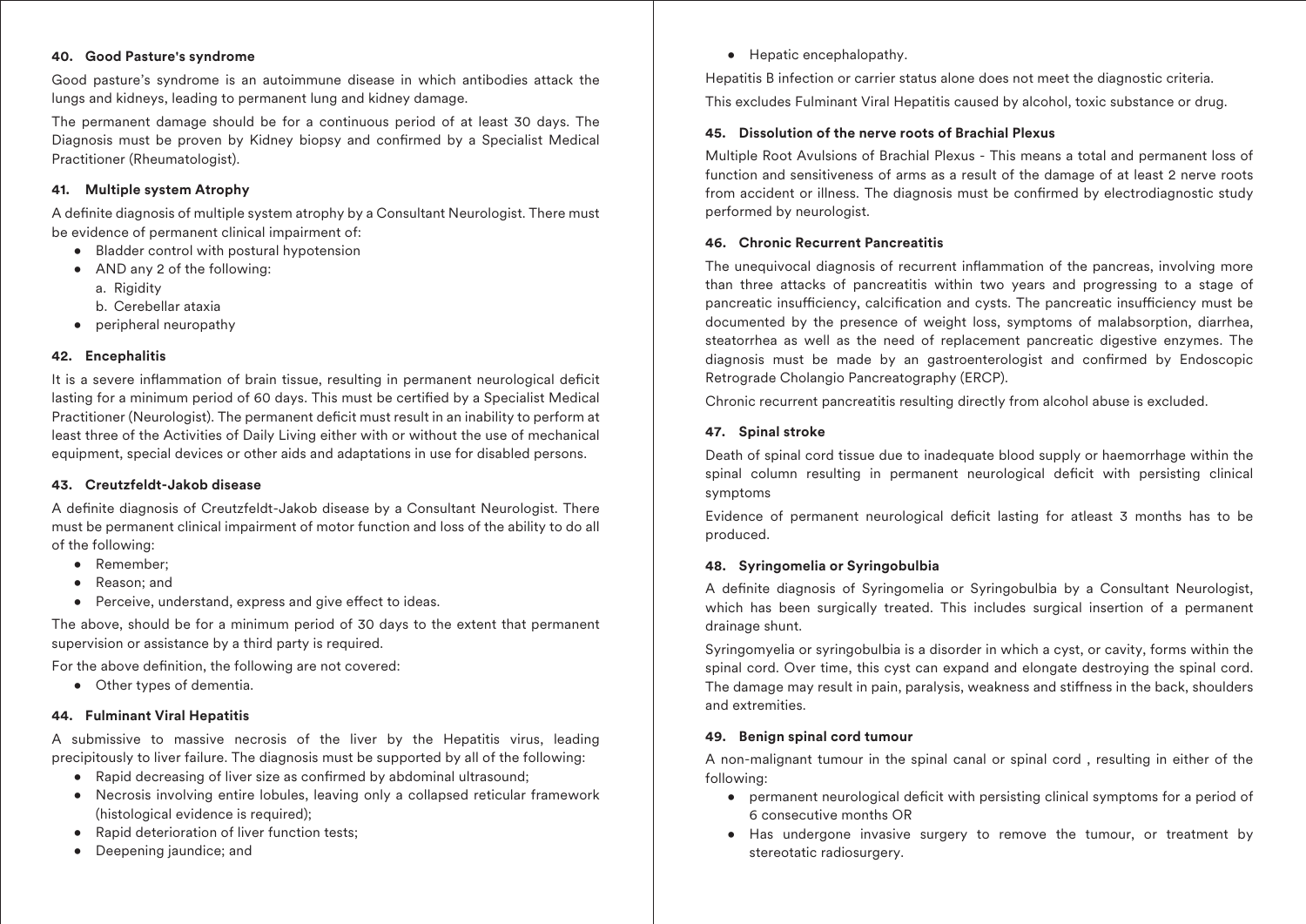### 40. Good Pasture's syndrome

Good pasture's syndrome is an autoimmune disease in which antibodies attack the lungs and kidneys, leading to permanent lung and kidney damage.

The permanent damage should be for a continuous period of at least 30 days. The Diagnosis must be proven by Kidney biopsy and confirmed by a Specialist Medical Practitioner (Rheumatologist).

### 41. Multiple system Atrophy

A definite diagnosis of multiple system atrophy by a Consultant Neurologist. There must be evidence of permanent clinical impairment of:

- Bladder control with postural hypotension
- AND any 2 of the following:
  a. Rigidity
  b. Cerebellar ataxia
- peripheral neuropathy

### 42. Encephalitis

It is a severe inflammation of brain tissue, resulting in permanent neurological deficit lasting for a minimum period of 60 days. This must be certified by a Specialist Medical Practitioner (Neurologist). The permanent deficit must result in an inability to perform at least three of the Activities of Daily Living either with or without the use of mechanical equipment, special devices or other aids and adaptations in use for disabled persons.

### 43. Creutzfeldt-Jakob disease

A definite diagnosis of Creutzfeldt-Jakob disease by a Consultant Neurologist. There must be permanent clinical impairment of motor function and loss of the ability to do all of the following:

- Remember;
- Reason; and
- Perceive, understand, express and give effect to ideas.

The above, should be for a minimum period of 30 days to the extent that permanent supervision or assistance by a third party is required.

For the above definition, the following are not covered:

- Other types of dementia.

### 44. Fulminant Viral Hepatitis

A submissive to massive necrosis of the liver by the Hepatitis virus, leading precipitously to liver failure. The diagnosis must be supported by all of the following:

- Rapid decreasing of liver size as confirmed by abdominal ultrasound;
- Necrosis involving entire lobules, leaving only a collapsed reticular framework (histological evidence is required);
- Rapid deterioration of liver function tests;
- Deepening jaundice; and
- Hepatic encephalopathy.

Hepatitis B infection or carrier status alone does not meet the diagnostic criteria.

This excludes Fulminant Viral Hepatitis caused by alcohol, toxic substance or drug.

### 45. Dissolution of the nerve roots of Brachial Plexus

Multiple Root Avulsions of Brachial Plexus - This means a total and permanent loss of function and sensitiveness of arms as a result of the damage of at least 2 nerve roots from accident or illness. The diagnosis must be confirmed by electrodiagnostic study performed by neurologist.

### 46. Chronic Recurrent Pancreatitis

The unequivocal diagnosis of recurrent inflammation of the pancreas, involving more than three attacks of pancreatitis within two years and progressing to a stage of pancreatic insufficiency, calcification and cysts. The pancreatic insufficiency must be documented by the presence of weight loss, symptoms of malabsorption, diarrhea, steatorrhea as well as the need of replacement pancreatic digestive enzymes. The diagnosis must be made by an gastroenterologist and confirmed by Endoscopic Retrograde Cholangio Pancreatography (ERCP).

Chronic recurrent pancreatitis resulting directly from alcohol abuse is excluded.

### 47. Spinal stroke

Death of spinal cord tissue due to inadequate blood supply or haemorrhage within the spinal column resulting in permanent neurological deficit with persisting clinical symptoms

Evidence of permanent neurological deficit lasting for atleast 3 months has to be produced.

### 48. Syringomelia or Syringobulbia

A definite diagnosis of Syringomelia or Syringobulbia by a Consultant Neurologist, which has been surgically treated. This includes surgical insertion of a permanent drainage shunt.

Syringomyelia or syringobulbia is a disorder in which a cyst, or cavity, forms within the spinal cord. Over time, this cyst can expand and elongate destroying the spinal cord. The damage may result in pain, paralysis, weakness and stiffness in the back, shoulders and extremities.

### 49. Benign spinal cord tumour

A non-malignant tumour in the spinal canal or spinal cord , resulting in either of the following:

- permanent neurological deficit with persisting clinical symptoms for a period of 6 consecutive months OR
- Has undergone invasive surgery to remove the tumour, or treatment by stereotatic radiosurgery.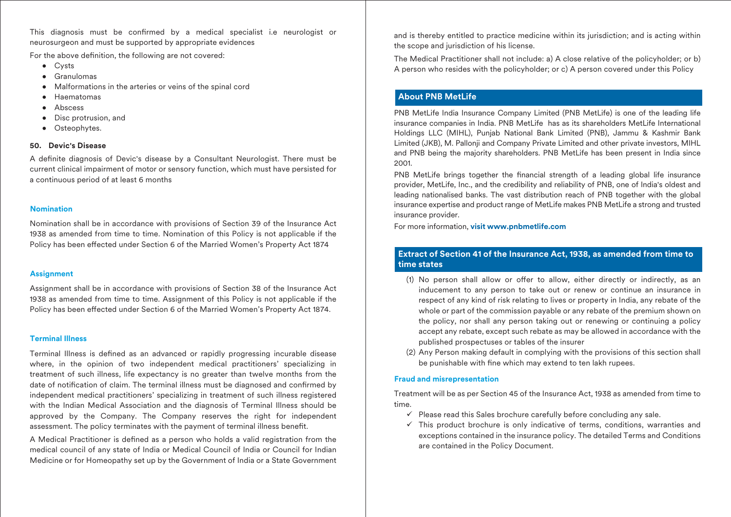This diagnosis must be confirmed by a medical specialist i.e neurologist or neurosurgeon and must be supported by appropriate evidences

For the above definition, the following are not covered:

- Cysts
- Granulomas
- Malformations in the arteries or veins of the spinal cord
- Haematomas
- Abscess
- Disc protrusion, and
- Osteophytes.

**50. Devic's Disease**

A definite diagnosis of Devic's disease by a Consultant Neurologist. There must be current clinical impairment of motor or sensory function, which must have persisted for a continuous period of at least 6 months

### Nomination

Nomination shall be in accordance with provisions of Section 39 of the Insurance Act 1938 as amended from time to time. Nomination of this Policy is not applicable if the Policy has been effected under Section 6 of the Married Women's Property Act 1874

### Assignment

Assignment shall be in accordance with provisions of Section 38 of the Insurance Act 1938 as amended from time to time. Assignment of this Policy is not applicable if the Policy has been effected under Section 6 of the Married Women's Property Act 1874.

### Terminal Illness

Terminal Illness is defined as an advanced or rapidly progressing incurable disease where, in the opinion of two independent medical practitioners' specializing in treatment of such illness, life expectancy is no greater than twelve months from the date of notification of claim. The terminal illness must be diagnosed and confirmed by independent medical practitioners' specializing in treatment of such illness registered with the Indian Medical Association and the diagnosis of Terminal Illness should be approved by the Company. The Company reserves the right for independent assessment. The policy terminates with the payment of terminal illness benefit.

A Medical Practitioner is defined as a person who holds a valid registration from the medical council of any state of India or Medical Council of India or Council for Indian Medicine or for Homeopathy set up by the Government of India or a State Government and is thereby entitled to practice medicine within its jurisdiction; and is acting within the scope and jurisdiction of his license.

The Medical Practitioner shall not include: a) A close relative of the policyholder; or b) A person who resides with the policyholder; or c) A person covered under this Policy

## About PNB MetLife

PNB MetLife India Insurance Company Limited (PNB MetLife) is one of the leading life insurance companies in India. PNB MetLife has as its shareholders MetLife International Holdings LLC (MIHL), Punjab National Bank Limited (PNB), Jammu & Kashmir Bank Limited (JKB), M. Pallonji and Company Private Limited and other private investors, MIHL and PNB being the majority shareholders. PNB MetLife has been present in India since 2001.

PNB MetLife brings together the financial strength of a leading global life insurance provider, MetLife, Inc., and the credibility and reliability of PNB, one of India's oldest and leading nationalised banks. The vast distribution reach of PNB together with the global insurance expertise and product range of MetLife makes PNB MetLife a strong and trusted insurance provider.

For more information, **visit www.pnbmetlife.com**

## Extract of Section 41 of the Insurance Act, 1938, as amended from time to time states

(1) No person shall allow or offer to allow, either directly or indirectly, as an inducement to any person to take out or renew or continue an insurance in respect of any kind of risk relating to lives or property in India, any rebate of the whole or part of the commission payable or any rebate of the premium shown on the policy, nor shall any person taking out or renewing or continuing a policy accept any rebate, except such rebate as may be allowed in accordance with the published prospectuses or tables of the insurer

(2) Any Person making default in complying with the provisions of this section shall be punishable with fine which may extend to ten lakh rupees.

### Fraud and misrepresentation

Treatment will be as per Section 45 of the Insurance Act, 1938 as amended from time to time.

- ✓ Please read this Sales brochure carefully before concluding any sale.
- ✓ This product brochure is only indicative of terms, conditions, warranties and exceptions contained in the insurance policy. The detailed Terms and Conditions are contained in the Policy Document.